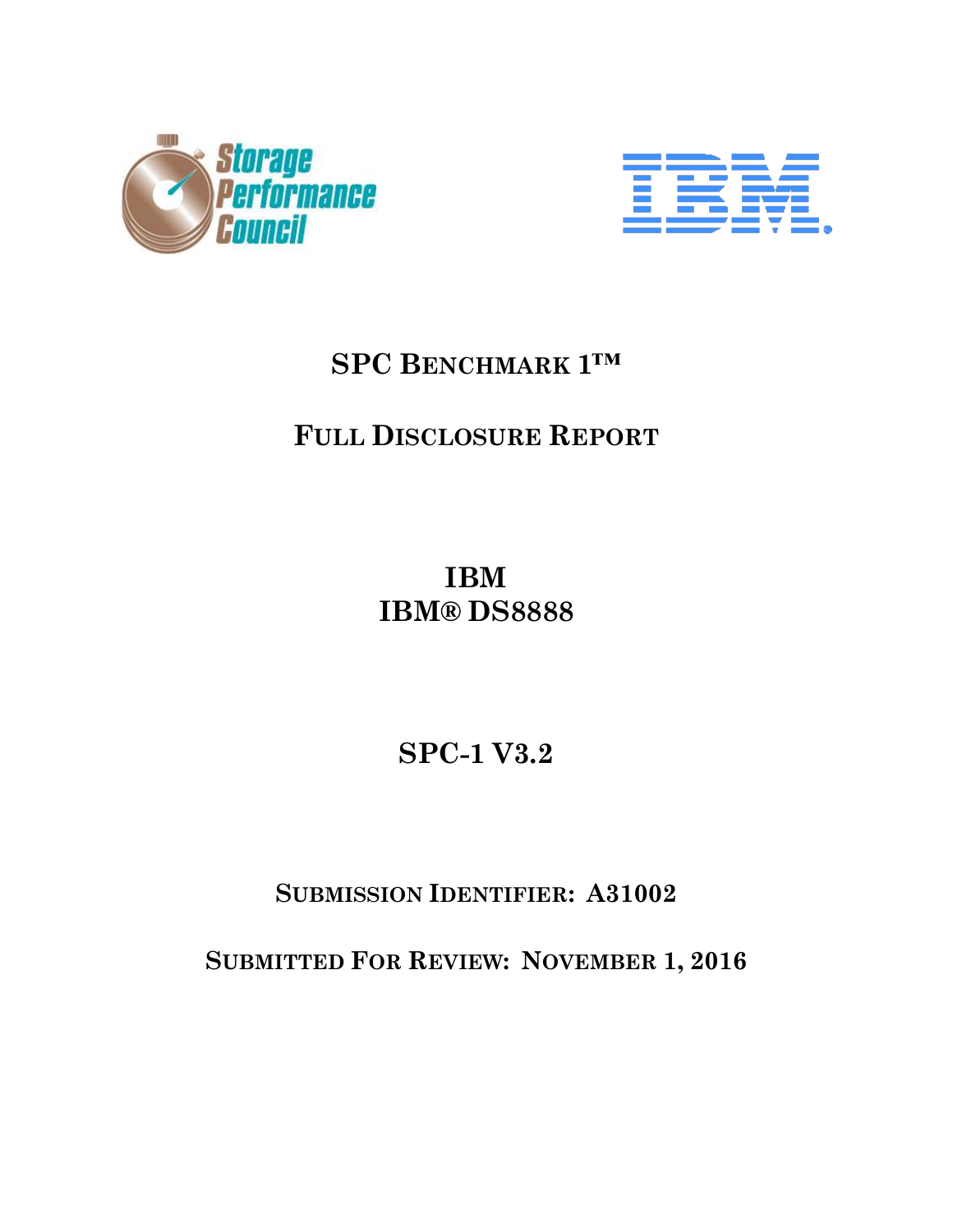# SPC Benchmark 1™

## Full Disclosure Report

## IBM
## IBM® DS8888

## SPC-1 V3.2

### Submission Identifier: A31002

### Submitted For Review: November 1, 2016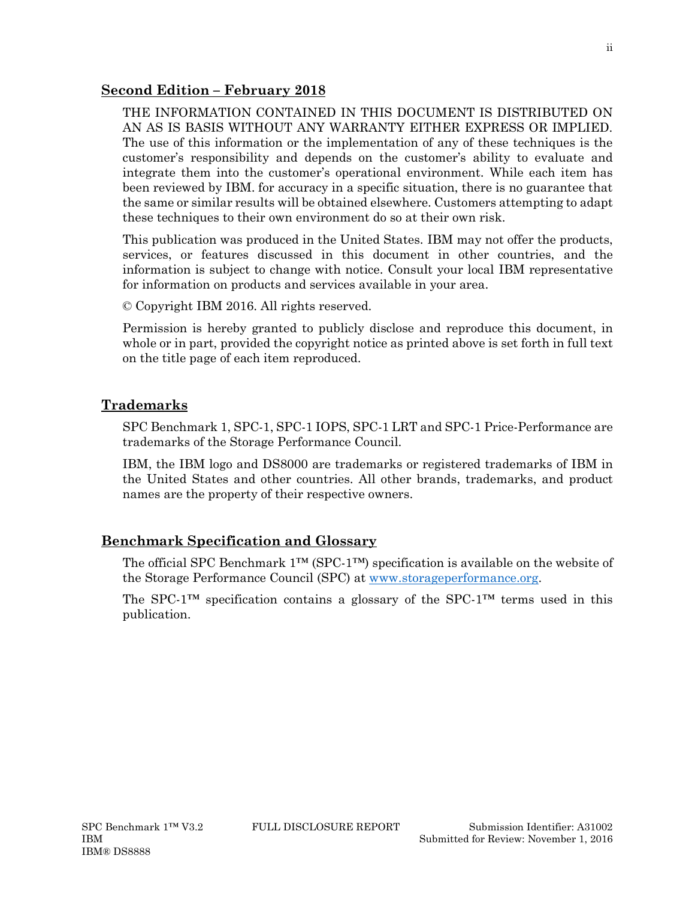## Second Edition – February 2018

THE INFORMATION CONTAINED IN THIS DOCUMENT IS DISTRIBUTED ON AN AS IS BASIS WITHOUT ANY WARRANTY EITHER EXPRESS OR IMPLIED. The use of this information or the implementation of any of these techniques is the customer's responsibility and depends on the customer's ability to evaluate and integrate them into the customer's operational environment. While each item has been reviewed by IBM. for accuracy in a specific situation, there is no guarantee that the same or similar results will be obtained elsewhere. Customers attempting to adapt these techniques to their own environment do so at their own risk.

This publication was produced in the United States. IBM may not offer the products, services, or features discussed in this document in other countries, and the information is subject to change with notice. Consult your local IBM representative for information on products and services available in your area.

© Copyright IBM 2016. All rights reserved.

Permission is hereby granted to publicly disclose and reproduce this document, in whole or in part, provided the copyright notice as printed above is set forth in full text on the title page of each item reproduced.

## Trademarks

SPC Benchmark 1, SPC-1, SPC-1 IOPS, SPC-1 LRT and SPC-1 Price-Performance are trademarks of the Storage Performance Council.

IBM, the IBM logo and DS8000 are trademarks or registered trademarks of IBM in the United States and other countries. All other brands, trademarks, and product names are the property of their respective owners.

## Benchmark Specification and Glossary

The official SPC Benchmark 1™ (SPC-1™) specification is available on the website of the Storage Performance Council (SPC) at www.storageperformance.org.

The SPC-1™ specification contains a glossary of the SPC-1™ terms used in this publication.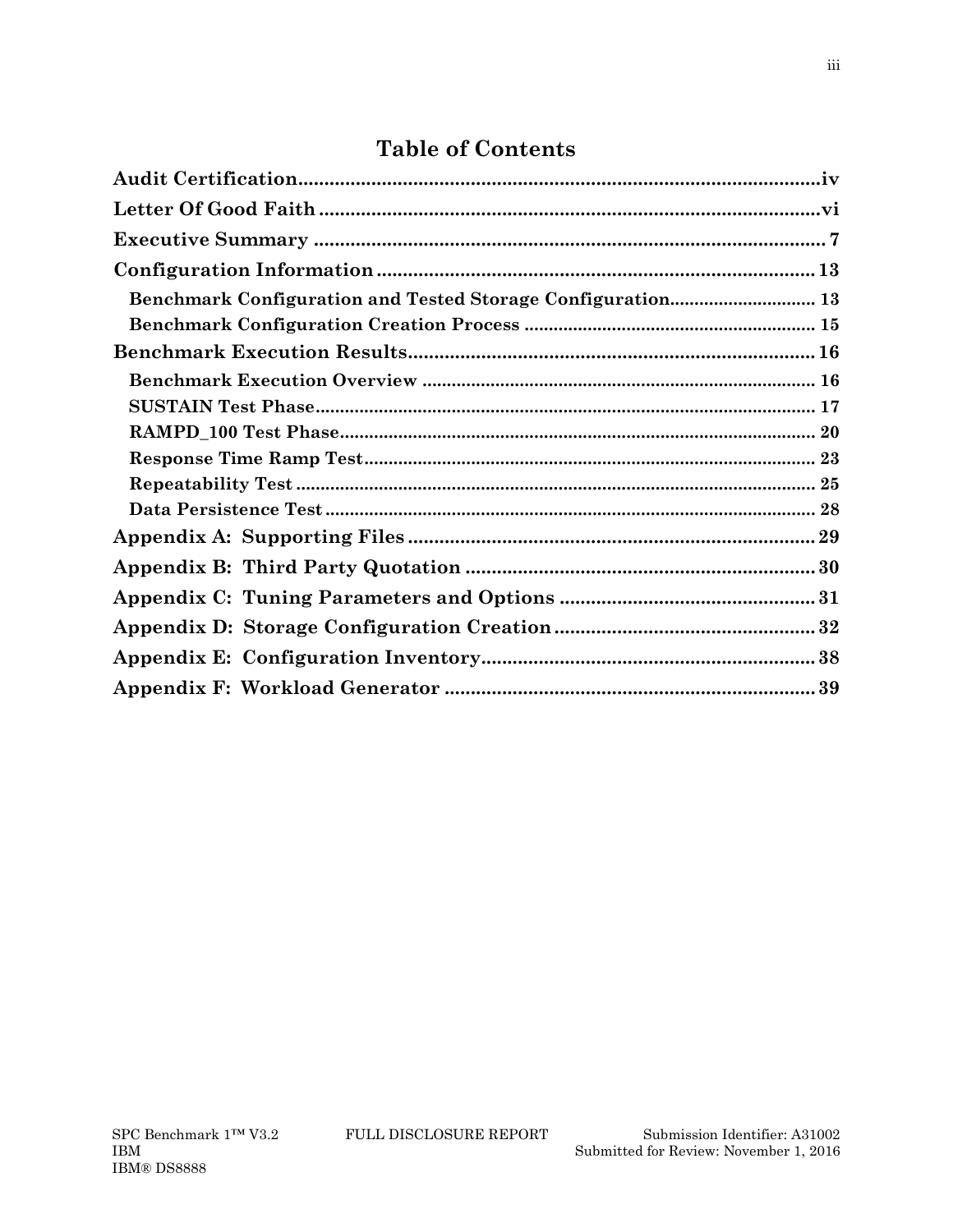# Table of Contents

**Audit Certification** .................................................... iv

**Letter Of Good Faith** .................................................... vi

**Executive Summary** .................................................... 7

**Configuration Information** .................................................... 13

- **Benchmark Configuration and Tested Storage Configuration** .................................................... 13
- **Benchmark Configuration Creation Process** .................................................... 15

**Benchmark Execution Results** .................................................... 16

- **Benchmark Execution Overview** .................................................... 16
- **SUSTAIN Test Phase** .................................................... 17
- **RAMPD_100 Test Phase** .................................................... 20
- **Response Time Ramp Test** .................................................... 23
- **Repeatability Test** .................................................... 25
- **Data Persistence Test** .................................................... 28

**Appendix A: Supporting Files** .................................................... 29

**Appendix B: Third Party Quotation** .................................................... 30

**Appendix C: Tuning Parameters and Options** .................................................... 31

**Appendix D: Storage Configuration Creation** .................................................... 32

**Appendix E: Configuration Inventory** .................................................... 38

**Appendix F: Workload Generator** .................................................... 39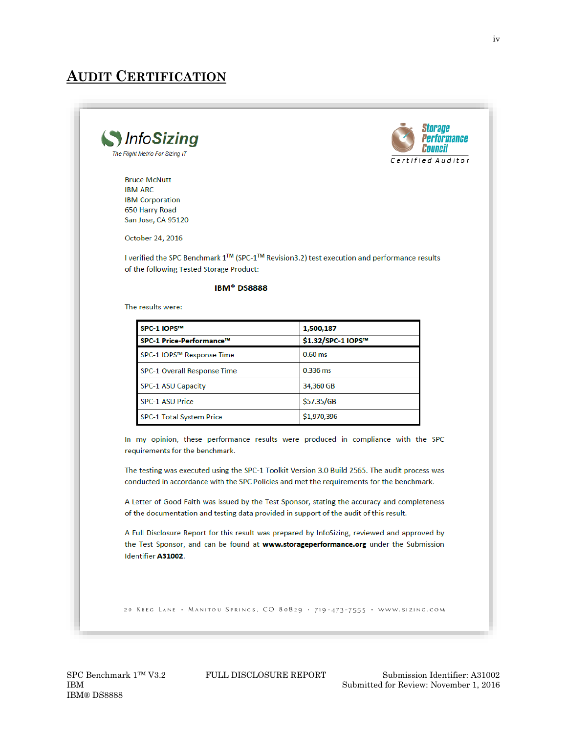# Audit Certification

InfoSizing
*The Right Metric For Sizing IT*

Storage Performance Council
Certified Auditor

Bruce McNutt
IBM ARC
IBM Corporation
650 Harry Road
San Jose, CA 95120

October 24, 2016

I verified the SPC Benchmark 1™ (SPC-1™ Revision3.2) test execution and performance results of the following Tested Storage Product:

**IBM® DS8888**

The results were:

| **SPC-1 IOPS™** | **1,500,187** |
|---|---|
| **SPC-1 Price-Performance™** | **$1.32/SPC-1 IOPS™** |
| SPC-1 IOPS™ Response Time | 0.60 ms |
| SPC-1 Overall Response Time | 0.336 ms |
| SPC-1 ASU Capacity | 34,360 GB |
| SPC-1 ASU Price | $57.35/GB |
| SPC-1 Total System Price | $1,970,396 |

In my opinion, these performance results were produced in compliance with the SPC requirements for the benchmark.

The testing was executed using the SPC-1 Toolkit Version 3.0 Build 2565. The audit process was conducted in accordance with the SPC Policies and met the requirements for the benchmark.

A Letter of Good Faith was issued by the Test Sponsor, stating the accuracy and completeness of the documentation and testing data provided in support of the audit of this result.

A Full Disclosure Report for this result was prepared by InfoSizing, reviewed and approved by the Test Sponsor, and can be found at **www.storageperformance.org** under the Submission Identifier **A31002**.

20 Kreg Lane · Manitou Springs, CO 80829 · 719-473-7555 · www.sizing.com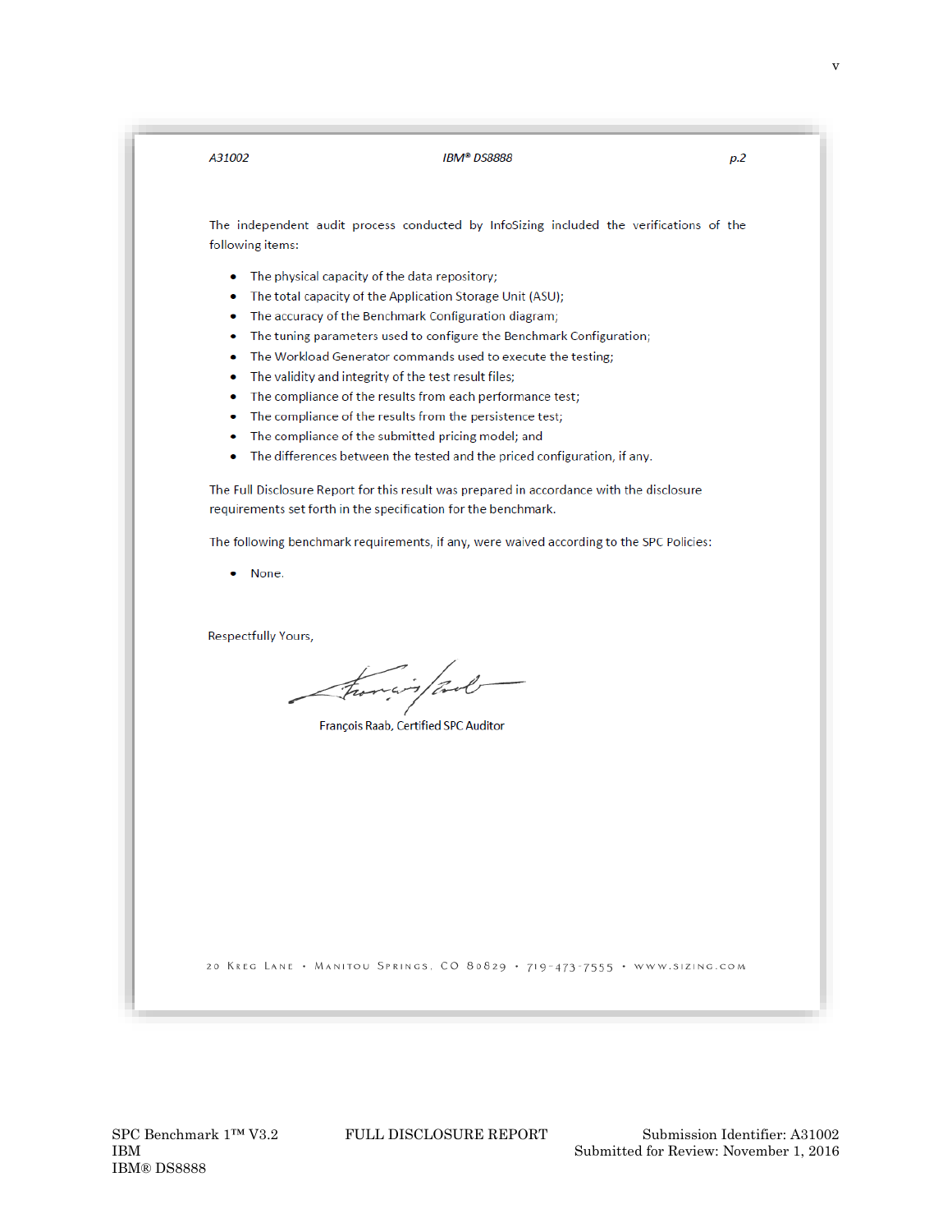A31002 IBM® DS8888 p.2

The independent audit process conducted by InfoSizing included the verifications of the following items:

- The physical capacity of the data repository;
- The total capacity of the Application Storage Unit (ASU);
- The accuracy of the Benchmark Configuration diagram;
- The tuning parameters used to configure the Benchmark Configuration;
- The Workload Generator commands used to execute the testing;
- The validity and integrity of the test result files;
- The compliance of the results from each performance test;
- The compliance of the results from the persistence test;
- The compliance of the submitted pricing model; and
- The differences between the tested and the priced configuration, if any.

The Full Disclosure Report for this result was prepared in accordance with the disclosure requirements set forth in the specification for the benchmark.

The following benchmark requirements, if any, were waived according to the SPC Policies:

- None.

Respectfully Yours,

François Raab, Certified SPC Auditor

20 Kreg Lane • Manitou Springs, CO 80829 • 719-473-7555 • www.sizing.com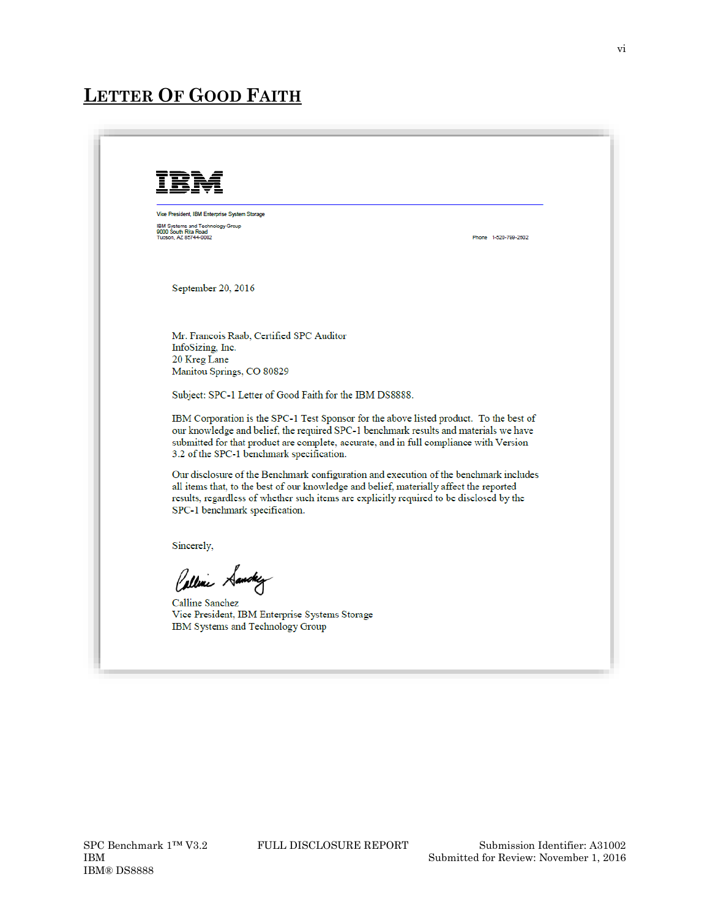# LETTER OF GOOD FAITH

IBM

Vice President, IBM Enterprise System Storage

IBM Systems and Technology Group
9000 South Rita Road
Tucson, AZ 85744-0002

Phone 1-520-799-2602

September 20, 2016

Mr. Francois Raab, Certified SPC Auditor
InfoSizing, Inc.
20 Kreg Lane
Manitou Springs, CO 80829

Subject: SPC-1 Letter of Good Faith for the IBM DS8888.

IBM Corporation is the SPC-1 Test Sponsor for the above listed product. To the best of our knowledge and belief, the required SPC-1 benchmark results and materials we have submitted for that product are complete, accurate, and in full compliance with Version 3.2 of the SPC-1 benchmark specification.

Our disclosure of the Benchmark configuration and execution of the benchmark includes all items that, to the best of our knowledge and belief, materially affect the reported results, regardless of whether such items are explicitly required to be disclosed by the SPC-1 benchmark specification.

Sincerely,

Calline Sanchez
Vice President, IBM Enterprise Systems Storage
IBM Systems and Technology Group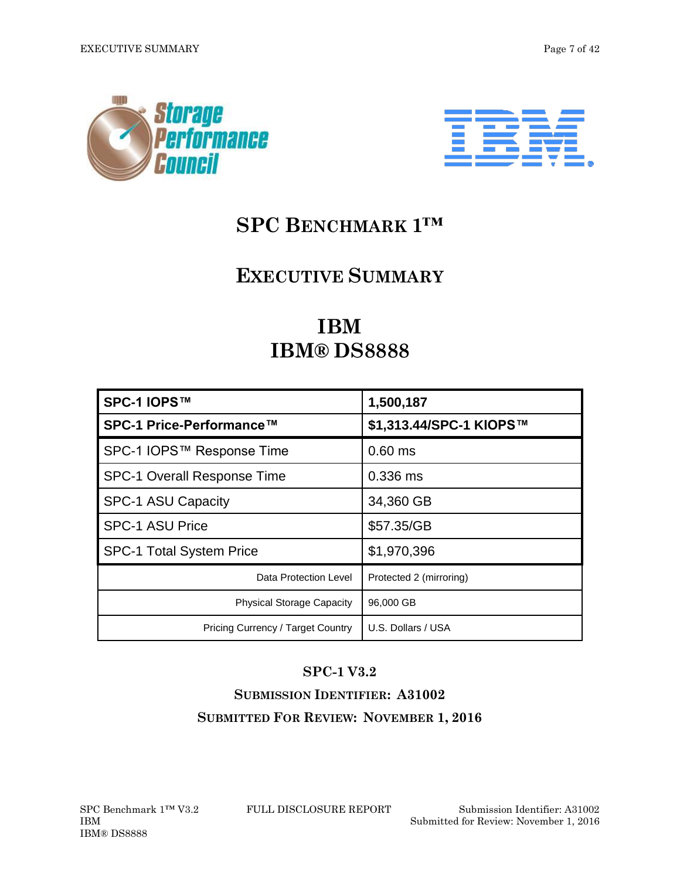# SPC Benchmark 1™

# Executive Summary

# IBM
# IBM® DS8888

| SPC-1 IOPS™ | 1,500,187 |
|---|---|
| **SPC-1 Price-Performance™** | **$1,313.44/SPC-1 KIOPS™** |
| SPC-1 IOPS™ Response Time | 0.60 ms |
| SPC-1 Overall Response Time | 0.336 ms |
| SPC-1 ASU Capacity | 34,360 GB |
| SPC-1 ASU Price | $57.35/GB |
| SPC-1 Total System Price | $1,970,396 |
| Data Protection Level | Protected 2 (mirroring) |
| Physical Storage Capacity | 96,000 GB |
| Pricing Currency / Target Country | U.S. Dollars / USA |

**SPC-1 V3.2**

**Submission Identifier: A31002**

**Submitted For Review: November 1, 2016**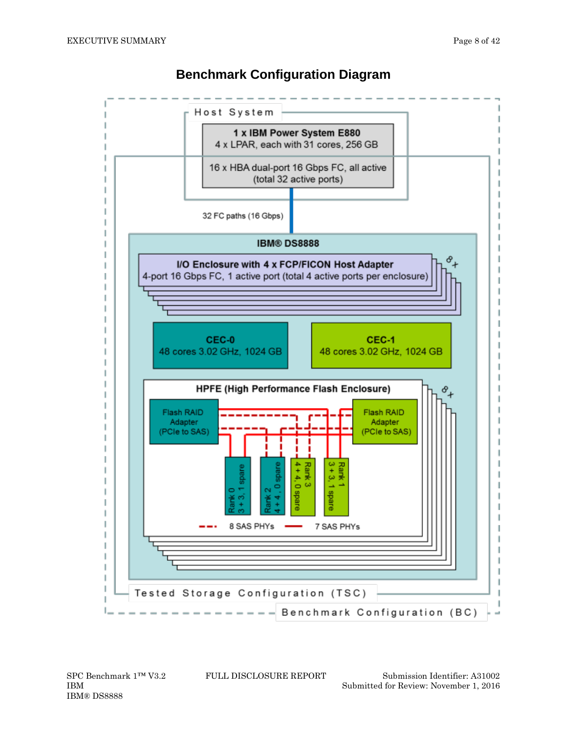# Benchmark Configuration Diagram

Host System

**1 x IBM Power System E880**
4 x LPAR, each with 31 cores, 256 GB

16 x HBA dual-port 16 Gbps FC, all active
(total 32 active ports)

32 FC paths (16 Gbps)

**IBM® DS8888**

**I/O Enclosure with 4 x FCP/FICON Host Adapter**
4-port 16 Gbps FC, 1 active port (total 4 active ports per enclosure)

8 x

**CEC-0**
48 cores 3.02 GHz, 1024 GB

**CEC-1**
48 cores 3.02 GHz, 1024 GB

**HPFE (High Performance Flash Enclosure)**

8 x

Flash RAID Adapter (PCIe to SAS)

Flash RAID Adapter (PCIe to SAS)

Rank 0
3 + 3, 1 spare

Rank 2
4 + 4, 0 spare

Rank 3
4 + 4, 0 spare

Rank 1
3 + 3, 1 spare

8 SAS PHYs

7 SAS PHYs

Tested Storage Configuration (TSC)

Benchmark Configuration (BC)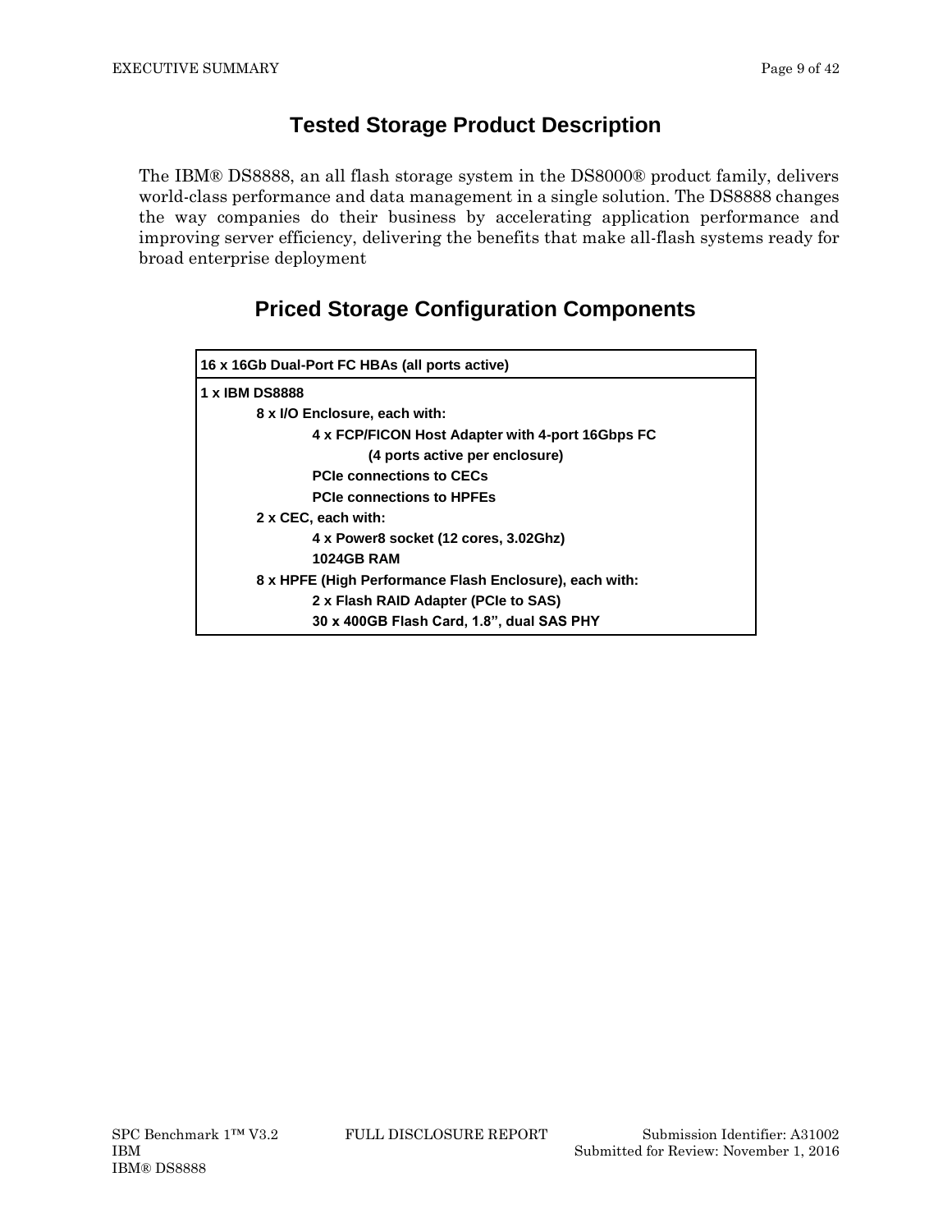## Tested Storage Product Description

The IBM® DS8888, an all flash storage system in the DS8000® product family, delivers world-class performance and data management in a single solution. The DS8888 changes the way companies do their business by accelerating application performance and improving server efficiency, delivering the benefits that make all-flash systems ready for broad enterprise deployment

## Priced Storage Configuration Components

| **16 x 16Gb Dual-Port FC HBAs (all ports active)** |
|---|
| **1 x IBM DS8888**<br>&nbsp;&nbsp;&nbsp;&nbsp;**8 x I/O Enclosure, each with:**<br>&nbsp;&nbsp;&nbsp;&nbsp;&nbsp;&nbsp;&nbsp;&nbsp;**4 x FCP/FICON Host Adapter with 4-port 16Gbps FC**<br>&nbsp;&nbsp;&nbsp;&nbsp;&nbsp;&nbsp;&nbsp;&nbsp;&nbsp;&nbsp;&nbsp;&nbsp;**(4 ports active per enclosure)**<br>&nbsp;&nbsp;&nbsp;&nbsp;&nbsp;&nbsp;&nbsp;&nbsp;**PCIe connections to CECs**<br>&nbsp;&nbsp;&nbsp;&nbsp;&nbsp;&nbsp;&nbsp;&nbsp;**PCIe connections to HPFEs**<br>&nbsp;&nbsp;&nbsp;&nbsp;**2 x CEC, each with:**<br>&nbsp;&nbsp;&nbsp;&nbsp;&nbsp;&nbsp;&nbsp;&nbsp;**4 x Power8 socket (12 cores, 3.02Ghz)**<br>&nbsp;&nbsp;&nbsp;&nbsp;&nbsp;&nbsp;&nbsp;&nbsp;**1024GB RAM**<br>&nbsp;&nbsp;&nbsp;&nbsp;**8 x HPFE (High Performance Flash Enclosure), each with:**<br>&nbsp;&nbsp;&nbsp;&nbsp;&nbsp;&nbsp;&nbsp;&nbsp;**2 x Flash RAID Adapter (PCIe to SAS)**<br>&nbsp;&nbsp;&nbsp;&nbsp;&nbsp;&nbsp;&nbsp;&nbsp;**30 x 400GB Flash Card, 1.8", dual SAS PHY** |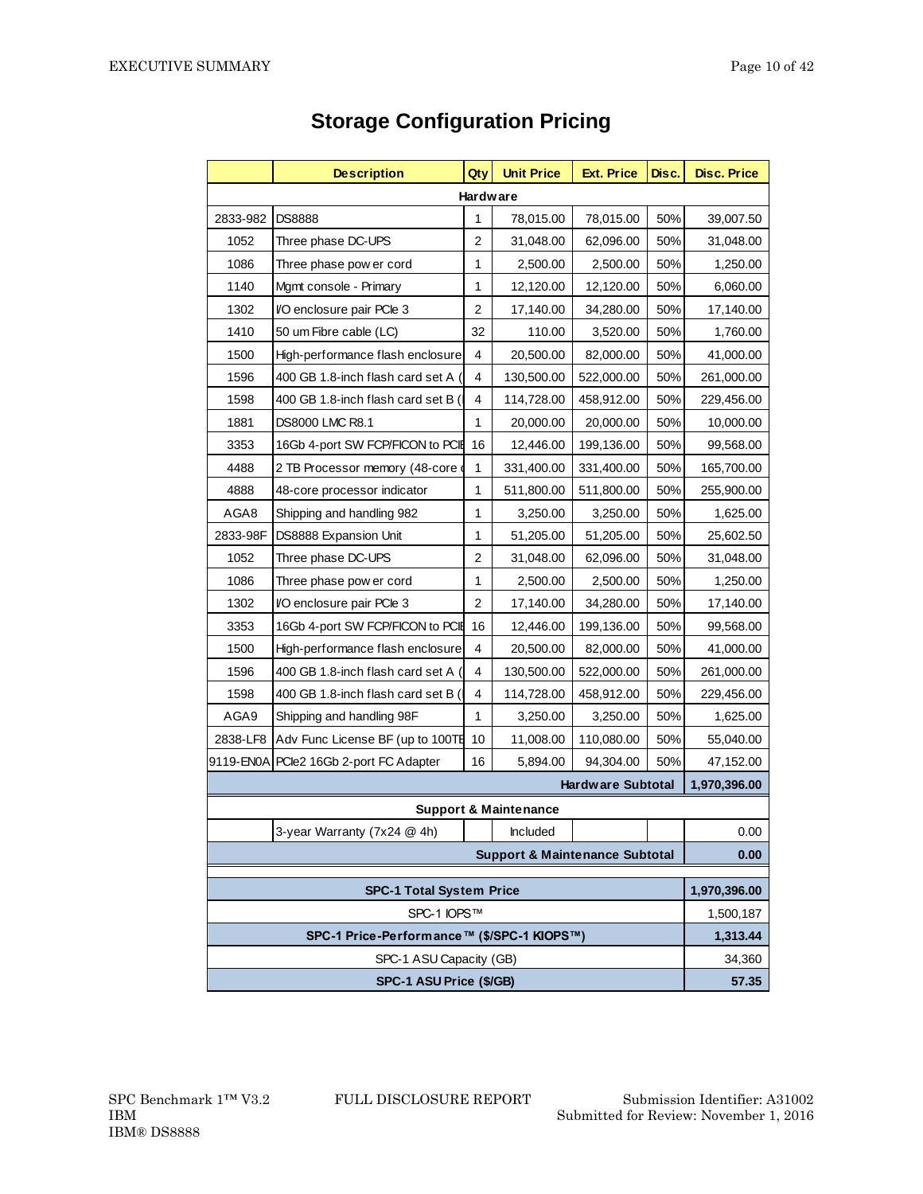# Storage Configuration Pricing

| | Description | Qty | Unit Price | Ext. Price | Disc. | Disc. Price |
|---|---|---|---|---|---|---|
| | **Hardware** | | | | | |
| 2833-982 | DS8888 | 1 | 78,015.00 | 78,015.00 | 50% | 39,007.50 |
| 1052 | Three phase DC-UPS | 2 | 31,048.00 | 62,096.00 | 50% | 31,048.00 |
| 1086 | Three phase power cord | 1 | 2,500.00 | 2,500.00 | 50% | 1,250.00 |
| 1140 | Mgmt console - Primary | 1 | 12,120.00 | 12,120.00 | 50% | 6,060.00 |
| 1302 | I/O enclosure pair PCIe 3 | 2 | 17,140.00 | 34,280.00 | 50% | 17,140.00 |
| 1410 | 50 um Fibre cable (LC) | 32 | 110.00 | 3,520.00 | 50% | 1,760.00 |
| 1500 | High-performance flash enclosure | 4 | 20,500.00 | 82,000.00 | 50% | 41,000.00 |
| 1596 | 400 GB 1.8-inch flash card set A ( | 4 | 130,500.00 | 522,000.00 | 50% | 261,000.00 |
| 1598 | 400 GB 1.8-inch flash card set B ( | 4 | 114,728.00 | 458,912.00 | 50% | 229,456.00 |
| 1881 | DS8000 LMC R8.1 | 1 | 20,000.00 | 20,000.00 | 50% | 10,000.00 |
| 3353 | 16Gb 4-port SW FCP/FICON to PCIE | 16 | 12,446.00 | 199,136.00 | 50% | 99,568.00 |
| 4488 | 2 TB Processor memory (48-core ( | 1 | 331,400.00 | 331,400.00 | 50% | 165,700.00 |
| 4888 | 48-core processor indicator | 1 | 511,800.00 | 511,800.00 | 50% | 255,900.00 |
| AGA8 | Shipping and handling 982 | 1 | 3,250.00 | 3,250.00 | 50% | 1,625.00 |
| 2833-98F | DS8888 Expansion Unit | 1 | 51,205.00 | 51,205.00 | 50% | 25,602.50 |
| 1052 | Three phase DC-UPS | 2 | 31,048.00 | 62,096.00 | 50% | 31,048.00 |
| 1086 | Three phase power cord | 1 | 2,500.00 | 2,500.00 | 50% | 1,250.00 |
| 1302 | I/O enclosure pair PCIe 3 | 2 | 17,140.00 | 34,280.00 | 50% | 17,140.00 |
| 3353 | 16Gb 4-port SW FCP/FICON to PCIE | 16 | 12,446.00 | 199,136.00 | 50% | 99,568.00 |
| 1500 | High-performance flash enclosure | 4 | 20,500.00 | 82,000.00 | 50% | 41,000.00 |
| 1596 | 400 GB 1.8-inch flash card set A ( | 4 | 130,500.00 | 522,000.00 | 50% | 261,000.00 |
| 1598 | 400 GB 1.8-inch flash card set B ( | 4 | 114,728.00 | 458,912.00 | 50% | 229,456.00 |
| AGA9 | Shipping and handling 98F | 1 | 3,250.00 | 3,250.00 | 50% | 1,625.00 |
| 2838-LF8 | Adv Func License BF (up to 100TB | 10 | 11,008.00 | 110,080.00 | 50% | 55,040.00 |
| 9119-EN0A | PCIe2 16Gb 2-port FC Adapter | 16 | 5,894.00 | 94,304.00 | 50% | 47,152.00 |
| | | | | **Hardware Subtotal** | | **1,970,396.00** |
| | **Support & Maintenance** | | | | | |
| | 3-year Warranty (7x24 @ 4h) | | Included | | | 0.00 |
| | | | **Support & Maintenance Subtotal** | | | **0.00** |
| | **SPC-1 Total System Price** | | | | | **1,970,396.00** |
| | SPC-1 IOPS™ | | | | | 1,500,187 |
| | **SPC-1 Price-Performance™ ($/SPC-1 KIOPS™)** | | | | | **1,313.44** |
| | SPC-1 ASU Capacity (GB) | | | | | 34,360 |
| | **SPC-1 ASU Price ($/GB)** | | | | | **57.35** |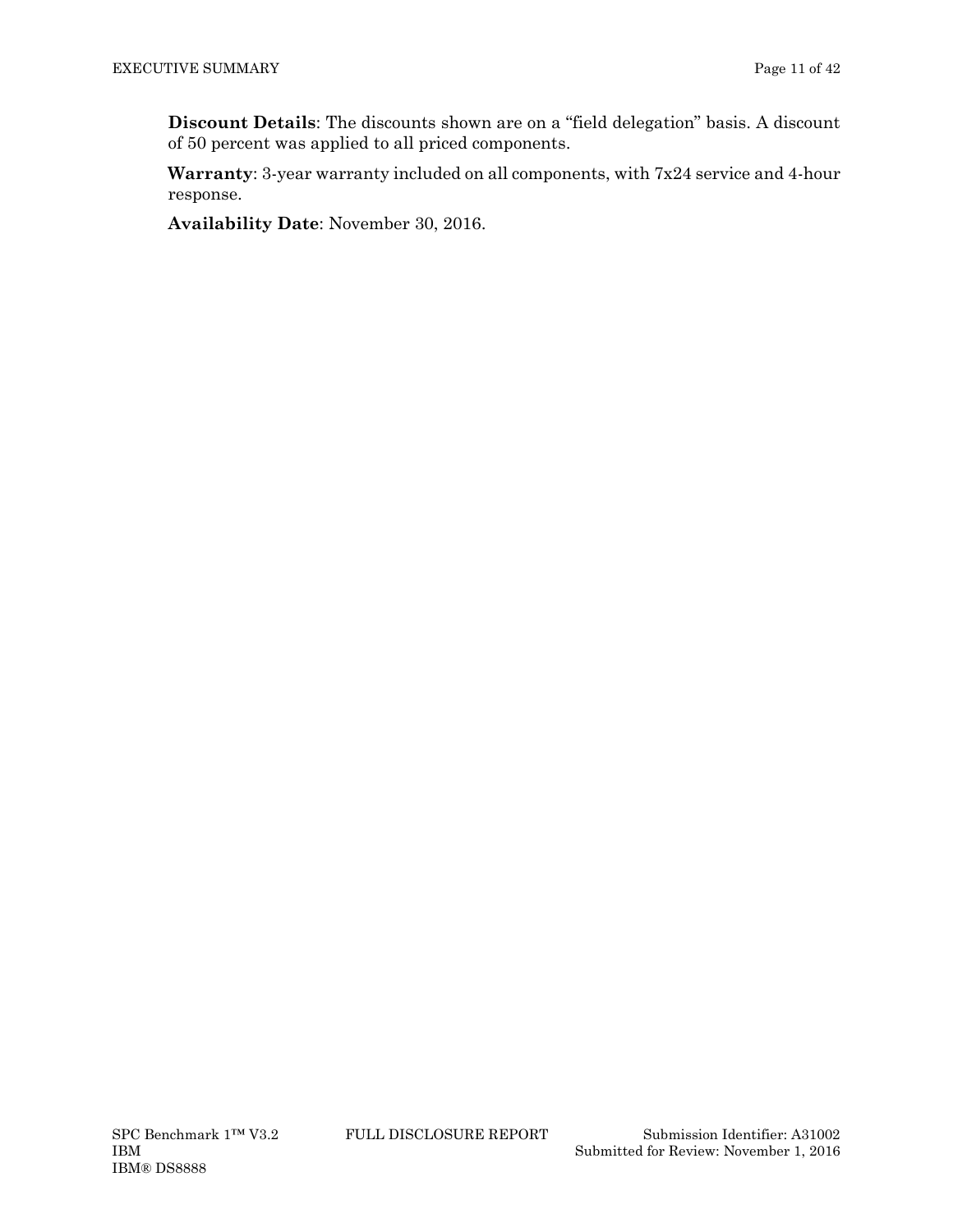**Discount Details**: The discounts shown are on a "field delegation" basis. A discount of 50 percent was applied to all priced components.

**Warranty**: 3-year warranty included on all components, with 7x24 service and 4-hour response.

**Availability Date**: November 30, 2016.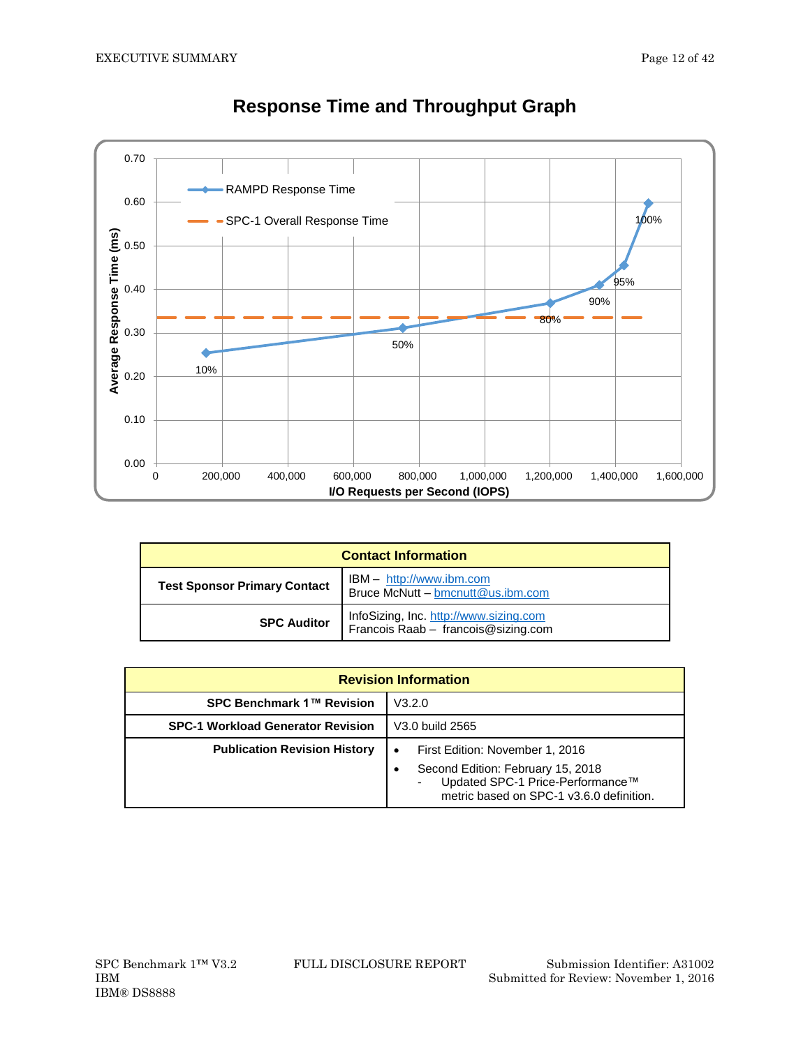## Response Time and Throughput Graph

| Contact Information | |
|---|---|
| **Test Sponsor Primary Contact** | IBM – http://www.ibm.com<br>Bruce McNutt – bmcnutt@us.ibm.com |
| **SPC Auditor** | InfoSizing, Inc. http://www.sizing.com<br>Francois Raab – francois@sizing.com |

| Revision Information | |
|---|---|
| **SPC Benchmark 1™ Revision** | V3.2.0 |
| **SPC-1 Workload Generator Revision** | V3.0 build 2565 |
| **Publication Revision History** | • First Edition: November 1, 2016<br>• Second Edition: February 15, 2018<br>- Updated SPC-1 Price-Performance™ metric based on SPC-1 v3.6.0 definition. |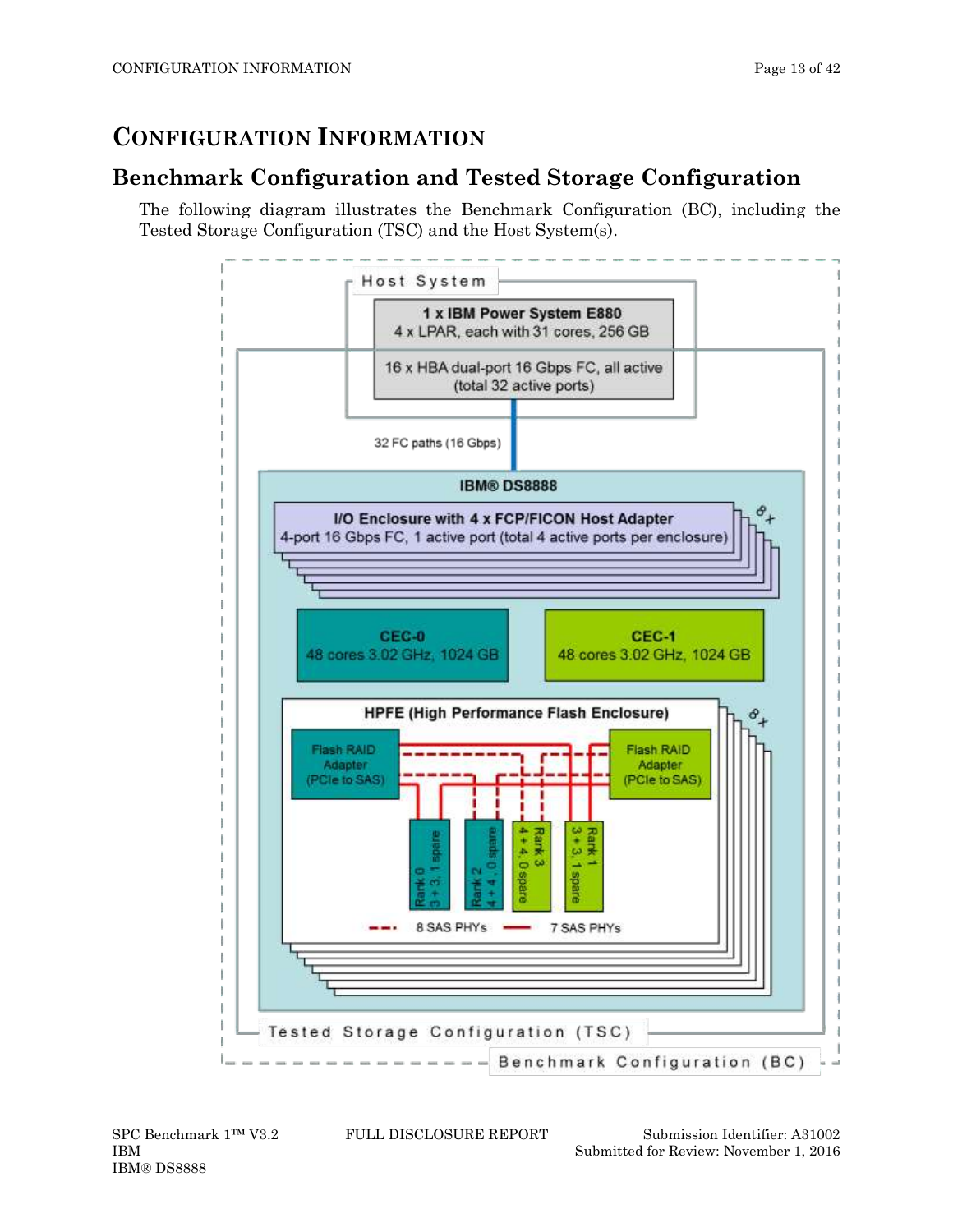# Configuration Information

## Benchmark Configuration and Tested Storage Configuration

The following diagram illustrates the Benchmark Configuration (BC), including the Tested Storage Configuration (TSC) and the Host System(s).

Host System

1 x IBM Power System E880
4 x LPAR, each with 31 cores, 256 GB

16 x HBA dual-port 16 Gbps FC, all active
(total 32 active ports)

32 FC paths (16 Gbps)

IBM® DS8888

I/O Enclosure with 4 x FCP/FICON Host Adapter
4-port 16 Gbps FC, 1 active port (total 4 active ports per enclosure)
8x

CEC-0
48 cores 3.02 GHz, 1024 GB

CEC-1
48 cores 3.02 GHz, 1024 GB

HPFE (High Performance Flash Enclosure)
8x

Flash RAID Adapter (PCIe to SAS)

Flash RAID Adapter (PCIe to SAS)

Rank 0 3 + 3, 1 spare

Rank 2 4 + 4, 0 spare

Rank 3 4 + 4, 0 spare

Rank 1 3 + 3, 1 spare

8 SAS PHYs — 7 SAS PHYs

Tested Storage Configuration (TSC)

Benchmark Configuration (BC)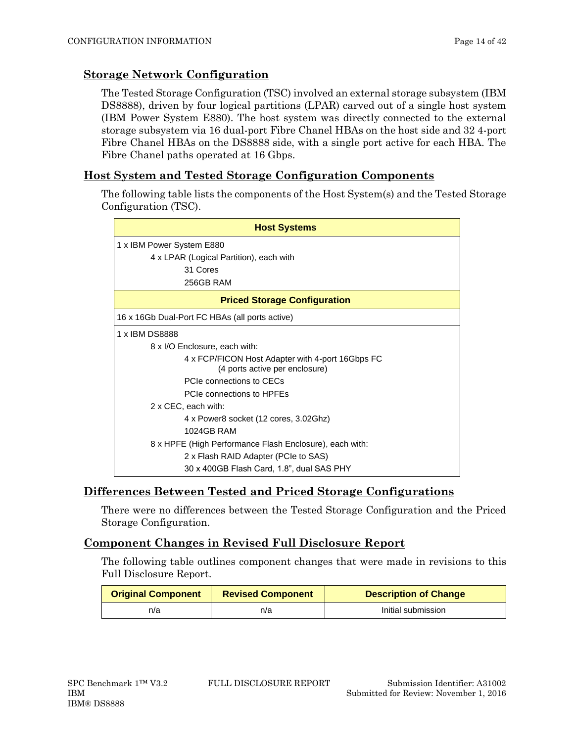## Storage Network Configuration

The Tested Storage Configuration (TSC) involved an external storage subsystem (IBM DS8888), driven by four logical partitions (LPAR) carved out of a single host system (IBM Power System E880). The host system was directly connected to the external storage subsystem via 16 dual-port Fibre Chanel HBAs on the host side and 32 4-port Fibre Chanel HBAs on the DS8888 side, with a single port active for each HBA. The Fibre Chanel paths operated at 16 Gbps.

## Host System and Tested Storage Configuration Components

The following table lists the components of the Host System(s) and the Tested Storage Configuration (TSC).

| Host Systems |
|---|
| 1 x IBM Power System E880<br>    4 x LPAR (Logical Partition), each with<br>        31 Cores<br>        256GB RAM |
| **Priced Storage Configuration** |
| 16 x 16Gb Dual-Port FC HBAs (all ports active) |
| 1 x IBM DS8888<br>    8 x I/O Enclosure, each with:<br>        4 x FCP/FICON Host Adapter with 4-port 16Gbps FC (4 ports active per enclosure)<br>        PCIe connections to CECs<br>        PCIe connections to HPFEs<br>    2 x CEC, each with:<br>        4 x Power8 socket (12 cores, 3.02Ghz)<br>        1024GB RAM<br>    8 x HPFE (High Performance Flash Enclosure), each with:<br>        2 x Flash RAID Adapter (PCIe to SAS)<br>        30 x 400GB Flash Card, 1.8", dual SAS PHY |

## Differences Between Tested and Priced Storage Configurations

There were no differences between the Tested Storage Configuration and the Priced Storage Configuration.

## Component Changes in Revised Full Disclosure Report

The following table outlines component changes that were made in revisions to this Full Disclosure Report.

| Original Component | Revised Component | Description of Change |
|---|---|---|
| n/a | n/a | Initial submission |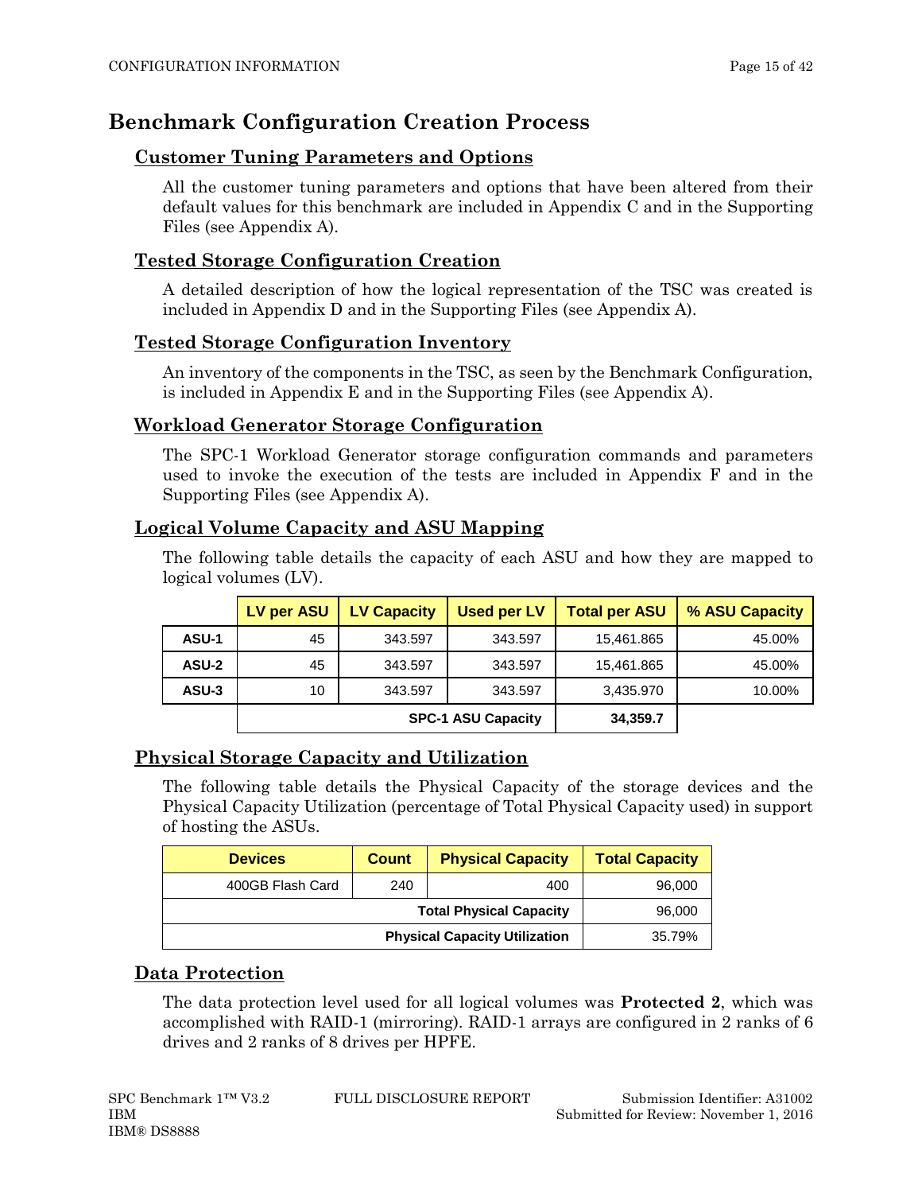# Benchmark Configuration Creation Process

## Customer Tuning Parameters and Options

All the customer tuning parameters and options that have been altered from their default values for this benchmark are included in Appendix C and in the Supporting Files (see Appendix A).

## Tested Storage Configuration Creation

A detailed description of how the logical representation of the TSC was created is included in Appendix D and in the Supporting Files (see Appendix A).

## Tested Storage Configuration Inventory

An inventory of the components in the TSC, as seen by the Benchmark Configuration, is included in Appendix E and in the Supporting Files (see Appendix A).

## Workload Generator Storage Configuration

The SPC-1 Workload Generator storage configuration commands and parameters used to invoke the execution of the tests are included in Appendix F and in the Supporting Files (see Appendix A).

## Logical Volume Capacity and ASU Mapping

The following table details the capacity of each ASU and how they are mapped to logical volumes (LV).

| | LV per ASU | LV Capacity | Used per LV | Total per ASU | % ASU Capacity |
|---|---|---|---|---|---|
| **ASU-1** | 45 | 343.597 | 343.597 | 15,461.865 | 45.00% |
| **ASU-2** | 45 | 343.597 | 343.597 | 15,461.865 | 45.00% |
| **ASU-3** | 10 | 343.597 | 343.597 | 3,435.970 | 10.00% |
| | | | **SPC-1 ASU Capacity** | **34,359.7** | |

## Physical Storage Capacity and Utilization

The following table details the Physical Capacity of the storage devices and the Physical Capacity Utilization (percentage of Total Physical Capacity used) in support of hosting the ASUs.

| Devices | Count | Physical Capacity | Total Capacity |
|---|---|---|---|
| 400GB Flash Card | 240 | 400 | 96,000 |
| | | **Total Physical Capacity** | 96,000 |
| | | **Physical Capacity Utilization** | 35.79% |

## Data Protection

The data protection level used for all logical volumes was **Protected 2**, which was accomplished with RAID-1 (mirroring). RAID-1 arrays are configured in 2 ranks of 6 drives and 2 ranks of 8 drives per HPFE.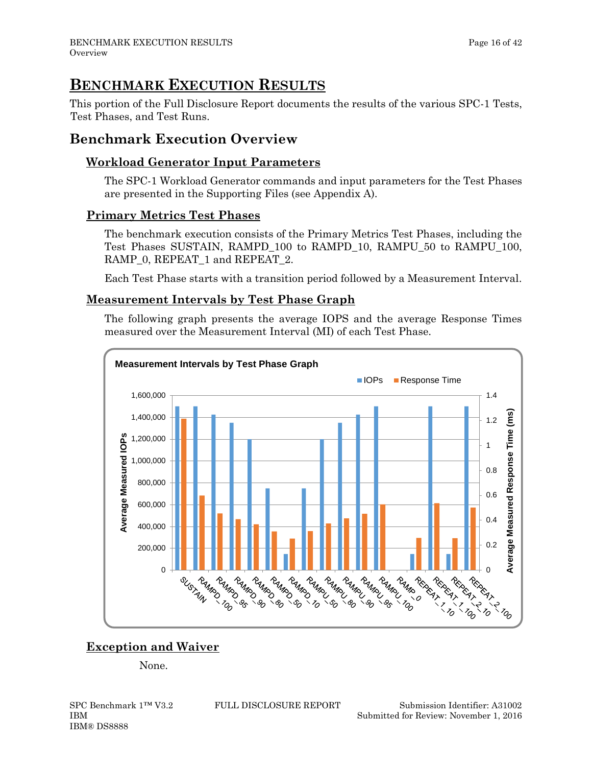# BENCHMARK EXECUTION RESULTS

This portion of the Full Disclosure Report documents the results of the various SPC-1 Tests, Test Phases, and Test Runs.

## Benchmark Execution Overview

### Workload Generator Input Parameters

The SPC-1 Workload Generator commands and input parameters for the Test Phases are presented in the Supporting Files (see Appendix A).

### Primary Metrics Test Phases

The benchmark execution consists of the Primary Metrics Test Phases, including the Test Phases SUSTAIN, RAMPD_100 to RAMPD_10, RAMPU_50 to RAMPU_100, RAMP_0, REPEAT_1 and REPEAT_2.

Each Test Phase starts with a transition period followed by a Measurement Interval.

### Measurement Intervals by Test Phase Graph

The following graph presents the average IOPS and the average Response Times measured over the Measurement Interval (MI) of each Test Phase.

**Measurement Intervals by Test Phase Graph**

### Exception and Waiver

None.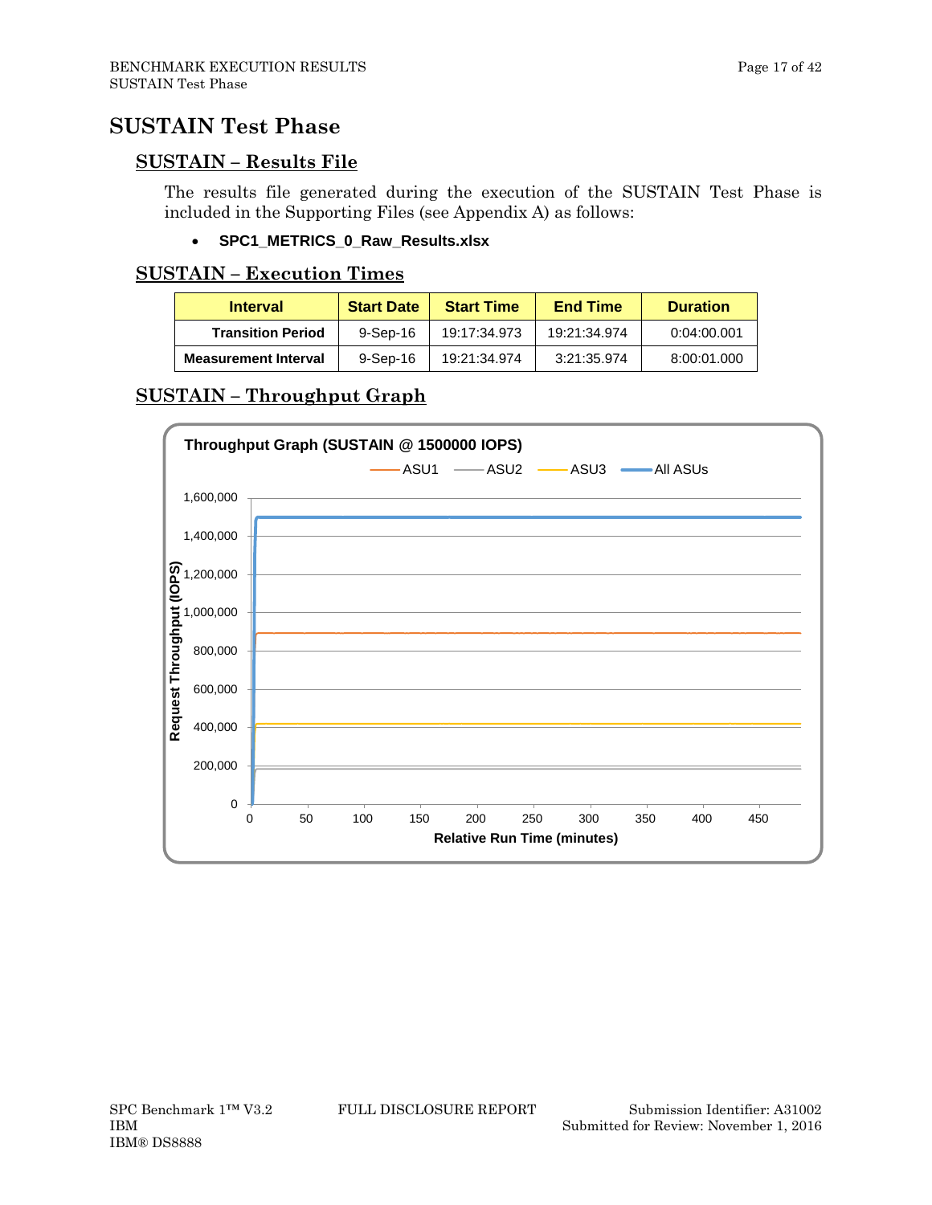# SUSTAIN Test Phase

## SUSTAIN – Results File

The results file generated during the execution of the SUSTAIN Test Phase is included in the Supporting Files (see Appendix A) as follows:

- **SPC1_METRICS_0_Raw_Results.xlsx**

## SUSTAIN – Execution Times

| Interval | Start Date | Start Time | End Time | Duration |
|---|---|---|---|---|
| **Transition Period** | 9-Sep-16 | 19:17:34.973 | 19:21:34.974 | 0:04:00.001 |
| **Measurement Interval** | 9-Sep-16 | 19:21:34.974 | 3:21:35.974 | 8:00:01.000 |

## SUSTAIN – Throughput Graph

**Throughput Graph (SUSTAIN @ 1500000 IOPS)**

Legend: ASU1, ASU2, ASU3, All ASUs

Y-axis: Request Throughput (IOPS) — 0 to 1,600,000

X-axis: Relative Run Time (minutes) — 0 to 450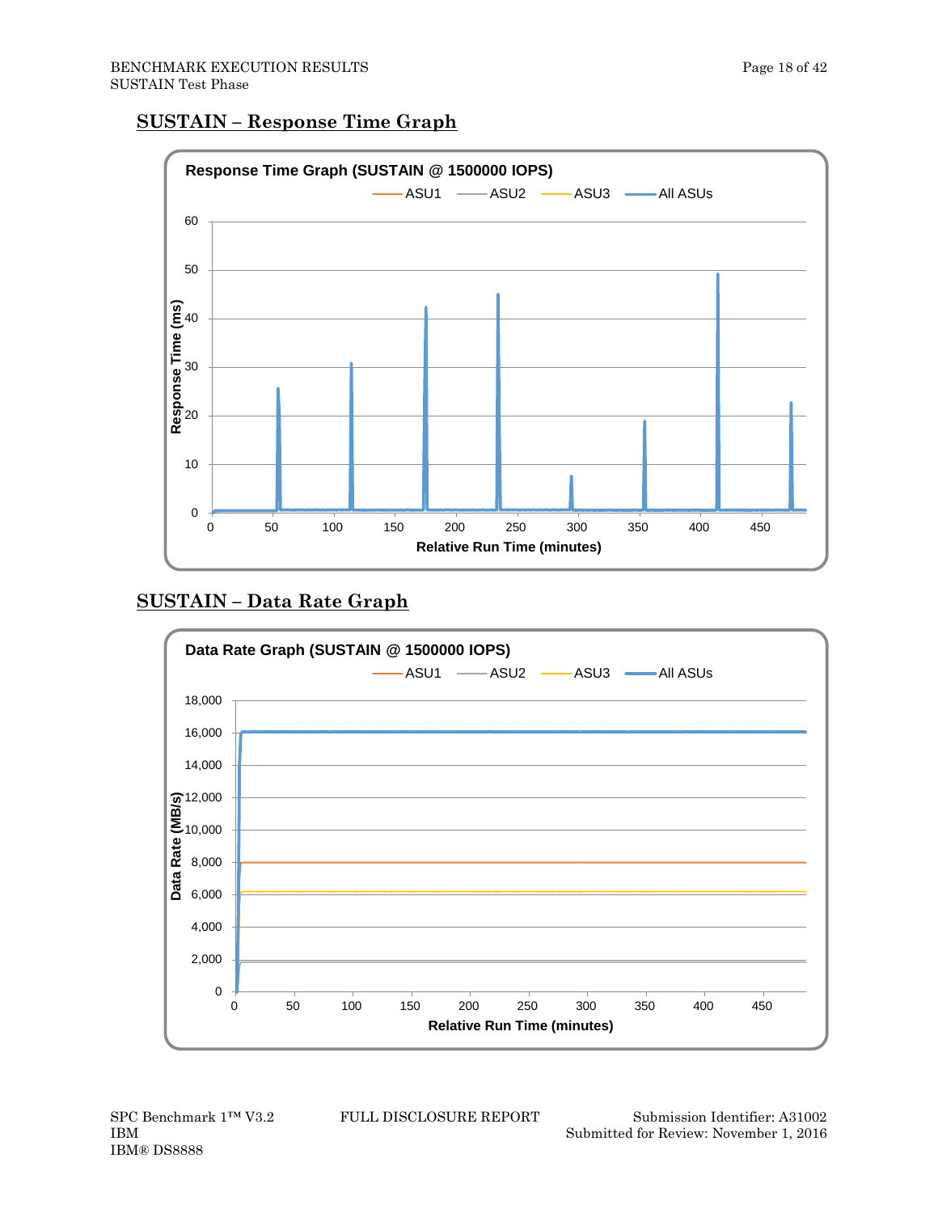## SUSTAIN – Response Time Graph

Response Time Graph (SUSTAIN @ 1500000 IOPS)

ASU1 ASU2 ASU3 All ASUs

Response Time (ms)

Relative Run Time (minutes)

## SUSTAIN – Data Rate Graph

Data Rate Graph (SUSTAIN @ 1500000 IOPS)

ASU1 ASU2 ASU3 All ASUs

Data Rate (MB/s)

Relative Run Time (minutes)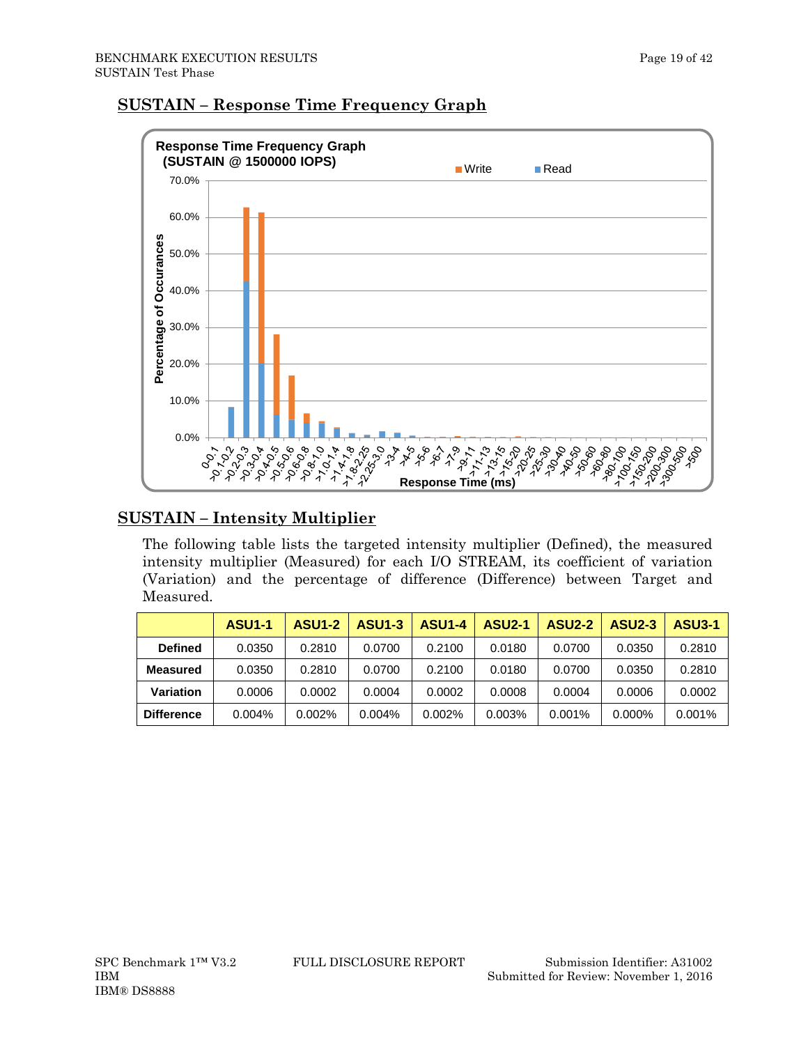## SUSTAIN – Response Time Frequency Graph

**Response Time Frequency Graph (SUSTAIN @ 1500000 IOPS)**

## SUSTAIN – Intensity Multiplier

The following table lists the targeted intensity multiplier (Defined), the measured intensity multiplier (Measured) for each I/O STREAM, its coefficient of variation (Variation) and the percentage of difference (Difference) between Target and Measured.

| | ASU1-1 | ASU1-2 | ASU1-3 | ASU1-4 | ASU2-1 | ASU2-2 | ASU2-3 | ASU3-1 |
|---|---|---|---|---|---|---|---|---|
| **Defined** | 0.0350 | 0.2810 | 0.0700 | 0.2100 | 0.0180 | 0.0700 | 0.0350 | 0.2810 |
| **Measured** | 0.0350 | 0.2810 | 0.0700 | 0.2100 | 0.0180 | 0.0700 | 0.0350 | 0.2810 |
| **Variation** | 0.0006 | 0.0002 | 0.0004 | 0.0002 | 0.0008 | 0.0004 | 0.0006 | 0.0002 |
| **Difference** | 0.004% | 0.002% | 0.004% | 0.002% | 0.003% | 0.001% | 0.000% | 0.001% |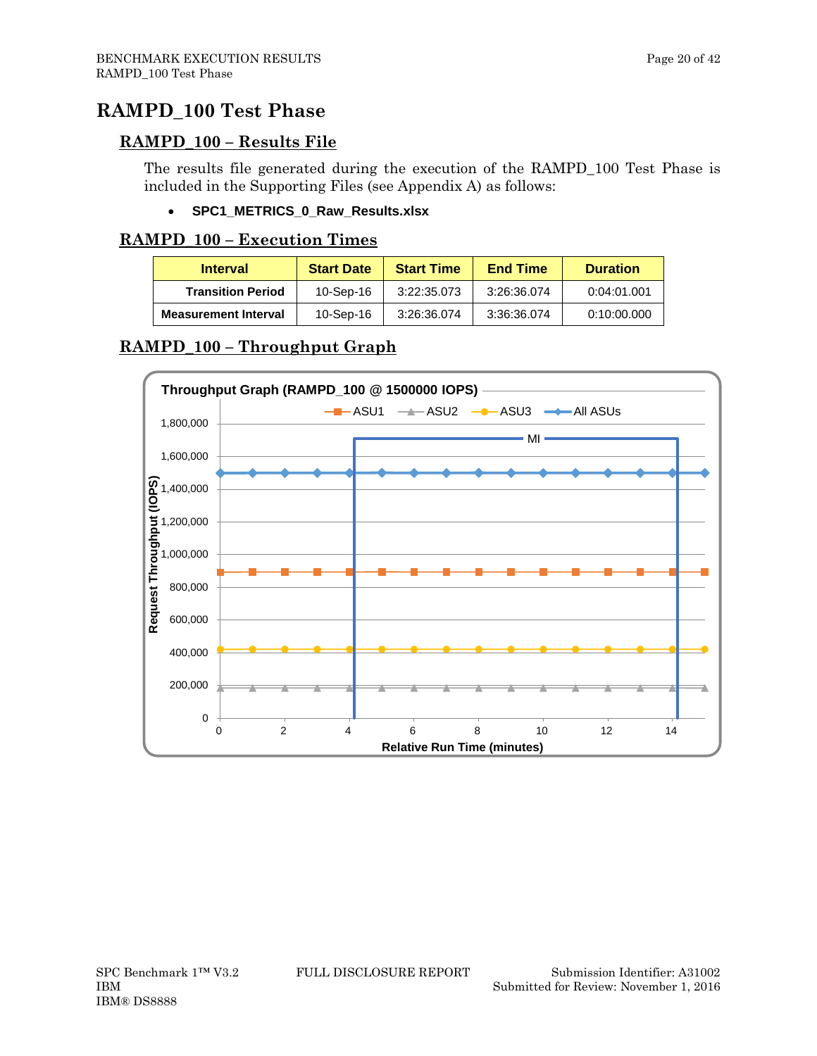# RAMPD_100 Test Phase

## RAMPD_100 – Results File

The results file generated during the execution of the RAMPD_100 Test Phase is included in the Supporting Files (see Appendix A) as follows:

- **SPC1_METRICS_0_Raw_Results.xlsx**

## RAMPD_100 – Execution Times

| Interval | Start Date | Start Time | End Time | Duration |
|---|---|---|---|---|
| **Transition Period** | 10-Sep-16 | 3:22:35.073 | 3:26:36.074 | 0:04:01.001 |
| **Measurement Interval** | 10-Sep-16 | 3:26:36.074 | 3:36:36.074 | 0:10:00.000 |

## RAMPD_100 – Throughput Graph

**Throughput Graph (RAMPD_100 @ 1500000 IOPS)**

Legend: ASU1, ASU2, ASU3, All ASUs

Y-axis: Request Throughput (IOPS) — 0, 200,000, 400,000, 600,000, 800,000, 1,000,000, 1,200,000, 1,400,000, 1,600,000, 1,800,000

X-axis: Relative Run Time (minutes) — 0, 2, 4, 6, 8, 10, 12, 14

MI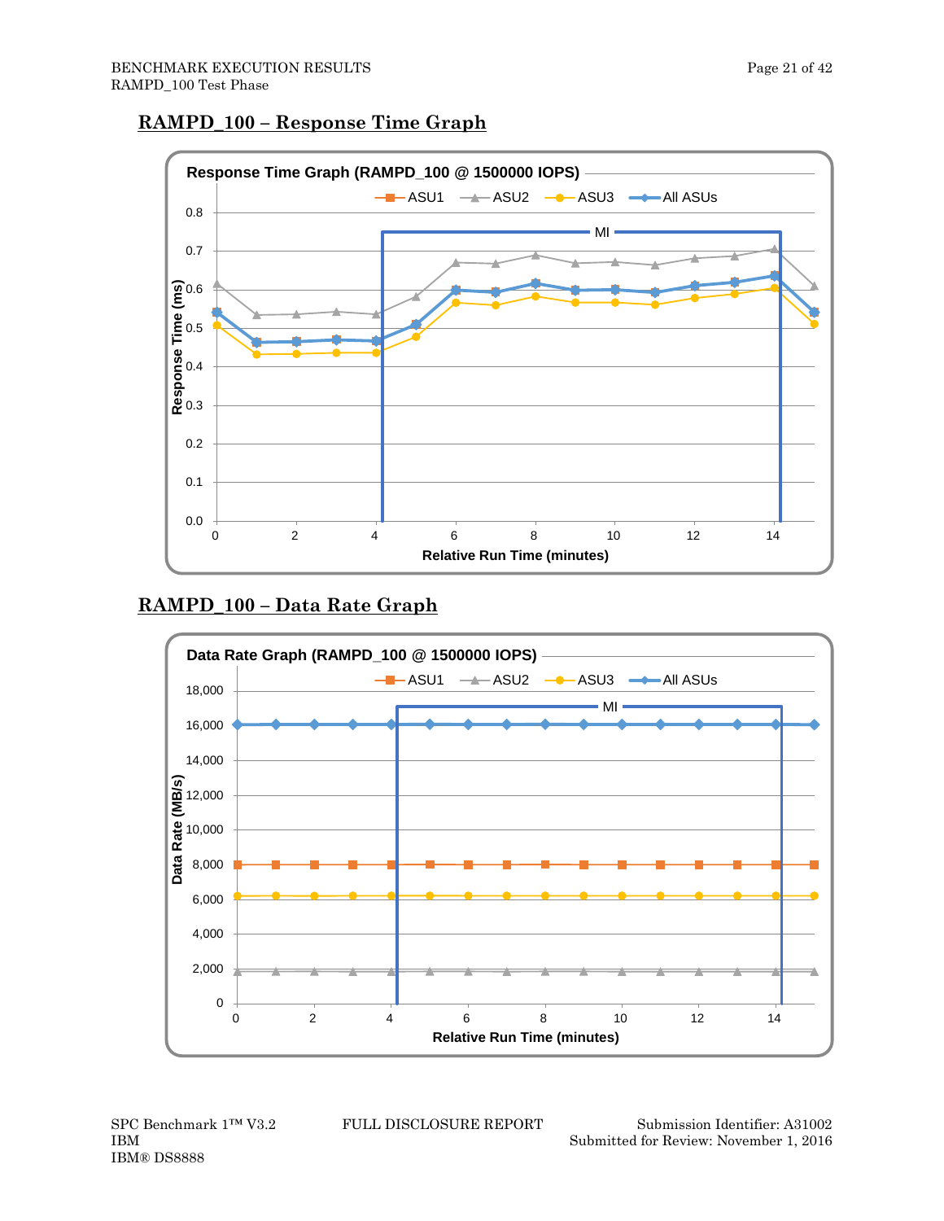## RAMPD_100 – Response Time Graph

Response Time Graph (RAMPD_100 @ 1500000 IOPS)

ASU1 | ASU2 | ASU3 | All ASUs

MI

Response Time (ms)

Relative Run Time (minutes)

## RAMPD_100 – Data Rate Graph

Data Rate Graph (RAMPD_100 @ 1500000 IOPS)

ASU1 | ASU2 | ASU3 | All ASUs

MI

Data Rate (MB/s)

Relative Run Time (minutes)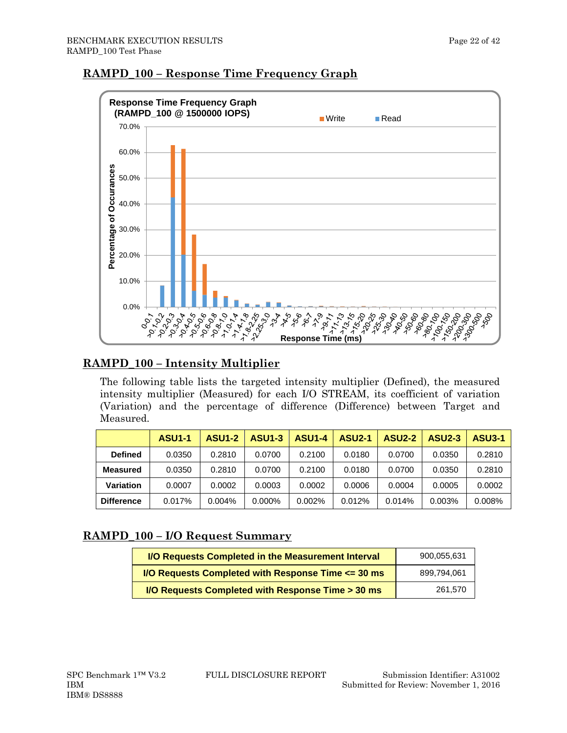## RAMPD_100 – Response Time Frequency Graph

## RAMPD_100 – Intensity Multiplier

The following table lists the targeted intensity multiplier (Defined), the measured intensity multiplier (Measured) for each I/O STREAM, its coefficient of variation (Variation) and the percentage of difference (Difference) between Target and Measured.

| | ASU1-1 | ASU1-2 | ASU1-3 | ASU1-4 | ASU2-1 | ASU2-2 | ASU2-3 | ASU3-1 |
|---|---|---|---|---|---|---|---|---|
| **Defined** | 0.0350 | 0.2810 | 0.0700 | 0.2100 | 0.0180 | 0.0700 | 0.0350 | 0.2810 |
| **Measured** | 0.0350 | 0.2810 | 0.0700 | 0.2100 | 0.0180 | 0.0700 | 0.0350 | 0.2810 |
| **Variation** | 0.0007 | 0.0002 | 0.0003 | 0.0002 | 0.0006 | 0.0004 | 0.0005 | 0.0002 |
| **Difference** | 0.017% | 0.004% | 0.000% | 0.002% | 0.012% | 0.014% | 0.003% | 0.008% |

## RAMPD_100 – I/O Request Summary

| | |
|---|---|
| **I/O Requests Completed in the Measurement Interval** | 900,055,631 |
| **I/O Requests Completed with Response Time <= 30 ms** | 899,794,061 |
| **I/O Requests Completed with Response Time > 30 ms** | 261,570 |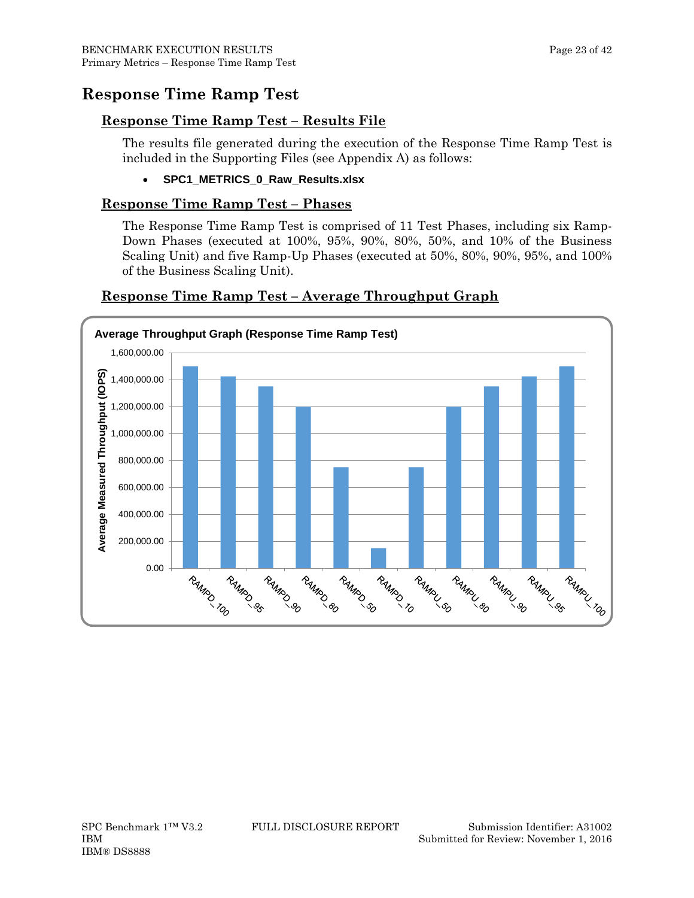# Response Time Ramp Test

## Response Time Ramp Test – Results File

The results file generated during the execution of the Response Time Ramp Test is included in the Supporting Files (see Appendix A) as follows:

- **SPC1_METRICS_0_Raw_Results.xlsx**

## Response Time Ramp Test – Phases

The Response Time Ramp Test is comprised of 11 Test Phases, including six Ramp-Down Phases (executed at 100%, 95%, 90%, 80%, 50%, and 10% of the Business Scaling Unit) and five Ramp-Up Phases (executed at 50%, 80%, 90%, 95%, and 100% of the Business Scaling Unit).

## Response Time Ramp Test – Average Throughput Graph

**Average Throughput Graph (Response Time Ramp Test)**

Y-axis: Average Measured Throughput (IOPS), 0.00 to 1,600,000.00

X-axis: RAMPD_100, RAMPD_95, RAMPD_90, RAMPD_80, RAMPD_50, RAMPD_10, RAMPU_50, RAMPU_80, RAMPU_90, RAMPU_95, RAMPU_100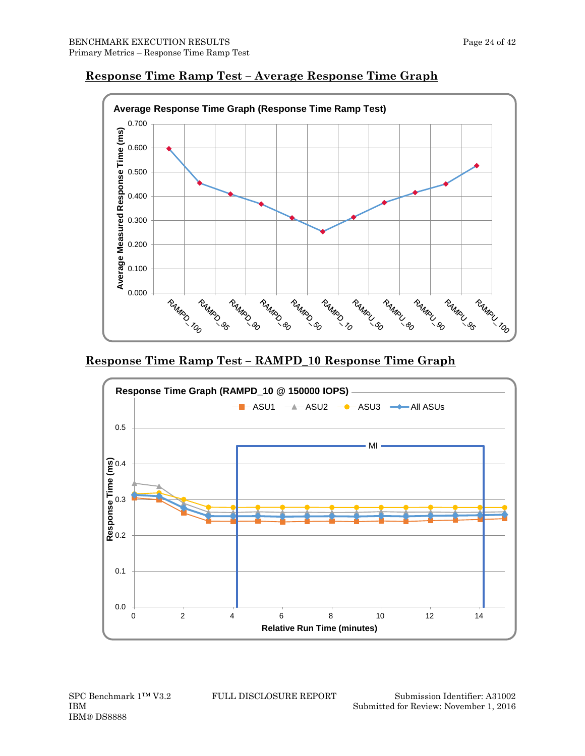## Response Time Ramp Test – Average Response Time Graph

**Average Response Time Graph (Response Time Ramp Test)**

## Response Time Ramp Test – RAMPD_10 Response Time Graph

**Response Time Graph (RAMPD_10 @ 150000 IOPS)**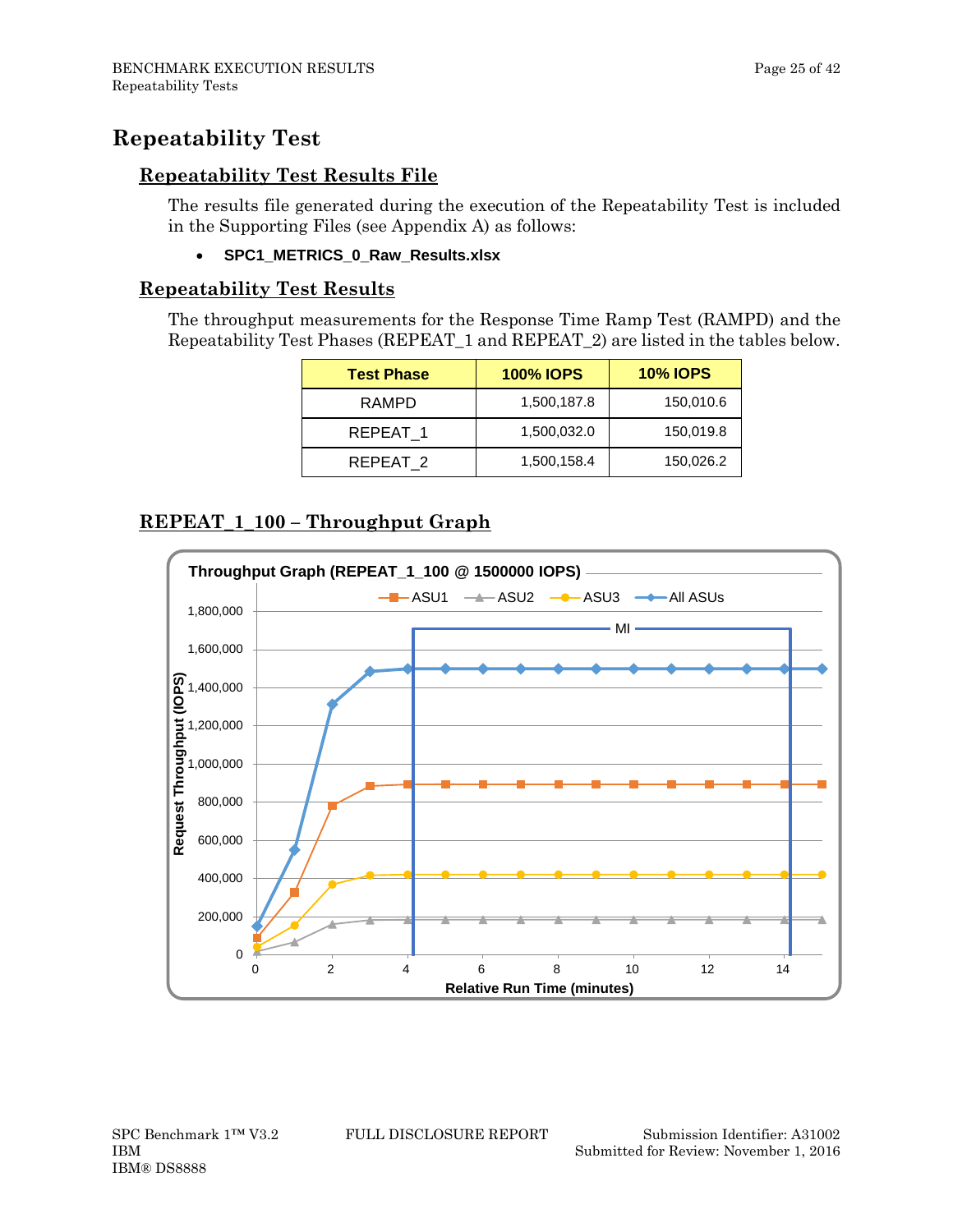# Repeatability Test

## Repeatability Test Results File

The results file generated during the execution of the Repeatability Test is included in the Supporting Files (see Appendix A) as follows:

- **SPC1_METRICS_0_Raw_Results.xlsx**

## Repeatability Test Results

The throughput measurements for the Response Time Ramp Test (RAMPD) and the Repeatability Test Phases (REPEAT_1 and REPEAT_2) are listed in the tables below.

| Test Phase | 100% IOPS | 10% IOPS |
|---|---|---|
| RAMPD | 1,500,187.8 | 150,010.6 |
| REPEAT_1 | 1,500,032.0 | 150,019.8 |
| REPEAT_2 | 1,500,158.4 | 150,026.2 |

## REPEAT_1_100 – Throughput Graph

Throughput Graph (REPEAT_1_100 @ 1500000 IOPS)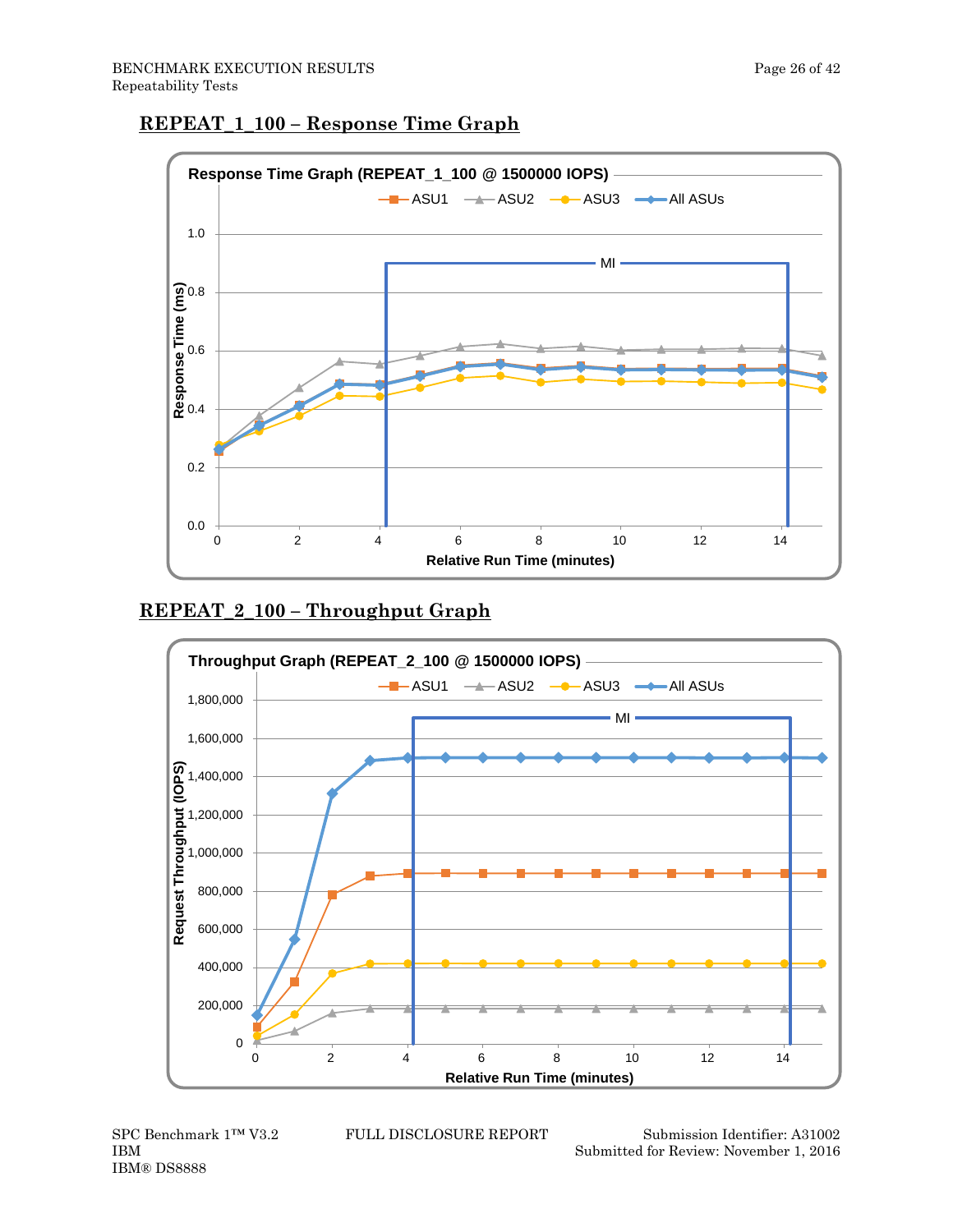## REPEAT_1_100 – Response Time Graph

Response Time Graph (REPEAT_1_100 @ 1500000 IOPS)

ASU1 ASU2 ASU3 All ASUs

MI

Response Time (ms)

Relative Run Time (minutes)

## REPEAT_2_100 – Throughput Graph

Throughput Graph (REPEAT_2_100 @ 1500000 IOPS)

ASU1 ASU2 ASU3 All ASUs

MI

Request Throughput (IOPS)

Relative Run Time (minutes)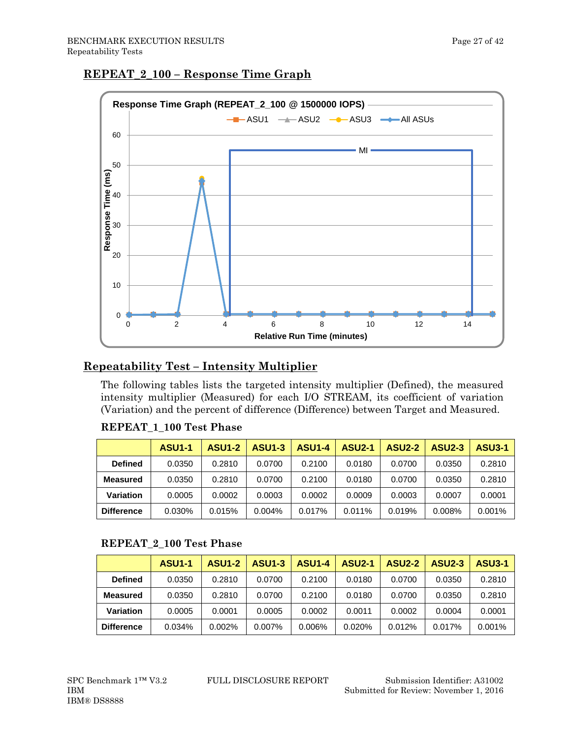## REPEAT_2_100 – Response Time Graph

Response Time Graph (REPEAT_2_100 @ 1500000 IOPS)

## Repeatability Test – Intensity Multiplier

The following tables lists the targeted intensity multiplier (Defined), the measured intensity multiplier (Measured) for each I/O STREAM, its coefficient of variation (Variation) and the percent of difference (Difference) between Target and Measured.

### REPEAT_1_100 Test Phase

| | ASU1-1 | ASU1-2 | ASU1-3 | ASU1-4 | ASU2-1 | ASU2-2 | ASU2-3 | ASU3-1 |
|---|---|---|---|---|---|---|---|---|
| **Defined** | 0.0350 | 0.2810 | 0.0700 | 0.2100 | 0.0180 | 0.0700 | 0.0350 | 0.2810 |
| **Measured** | 0.0350 | 0.2810 | 0.0700 | 0.2100 | 0.0180 | 0.0700 | 0.0350 | 0.2810 |
| **Variation** | 0.0005 | 0.0002 | 0.0003 | 0.0002 | 0.0009 | 0.0003 | 0.0007 | 0.0001 |
| **Difference** | 0.030% | 0.015% | 0.004% | 0.017% | 0.011% | 0.019% | 0.008% | 0.001% |

### REPEAT_2_100 Test Phase

| | ASU1-1 | ASU1-2 | ASU1-3 | ASU1-4 | ASU2-1 | ASU2-2 | ASU2-3 | ASU3-1 |
|---|---|---|---|---|---|---|---|---|
| **Defined** | 0.0350 | 0.2810 | 0.0700 | 0.2100 | 0.0180 | 0.0700 | 0.0350 | 0.2810 |
| **Measured** | 0.0350 | 0.2810 | 0.0700 | 0.2100 | 0.0180 | 0.0700 | 0.0350 | 0.2810 |
| **Variation** | 0.0005 | 0.0001 | 0.0005 | 0.0002 | 0.0011 | 0.0002 | 0.0004 | 0.0001 |
| **Difference** | 0.034% | 0.002% | 0.007% | 0.006% | 0.020% | 0.012% | 0.017% | 0.001% |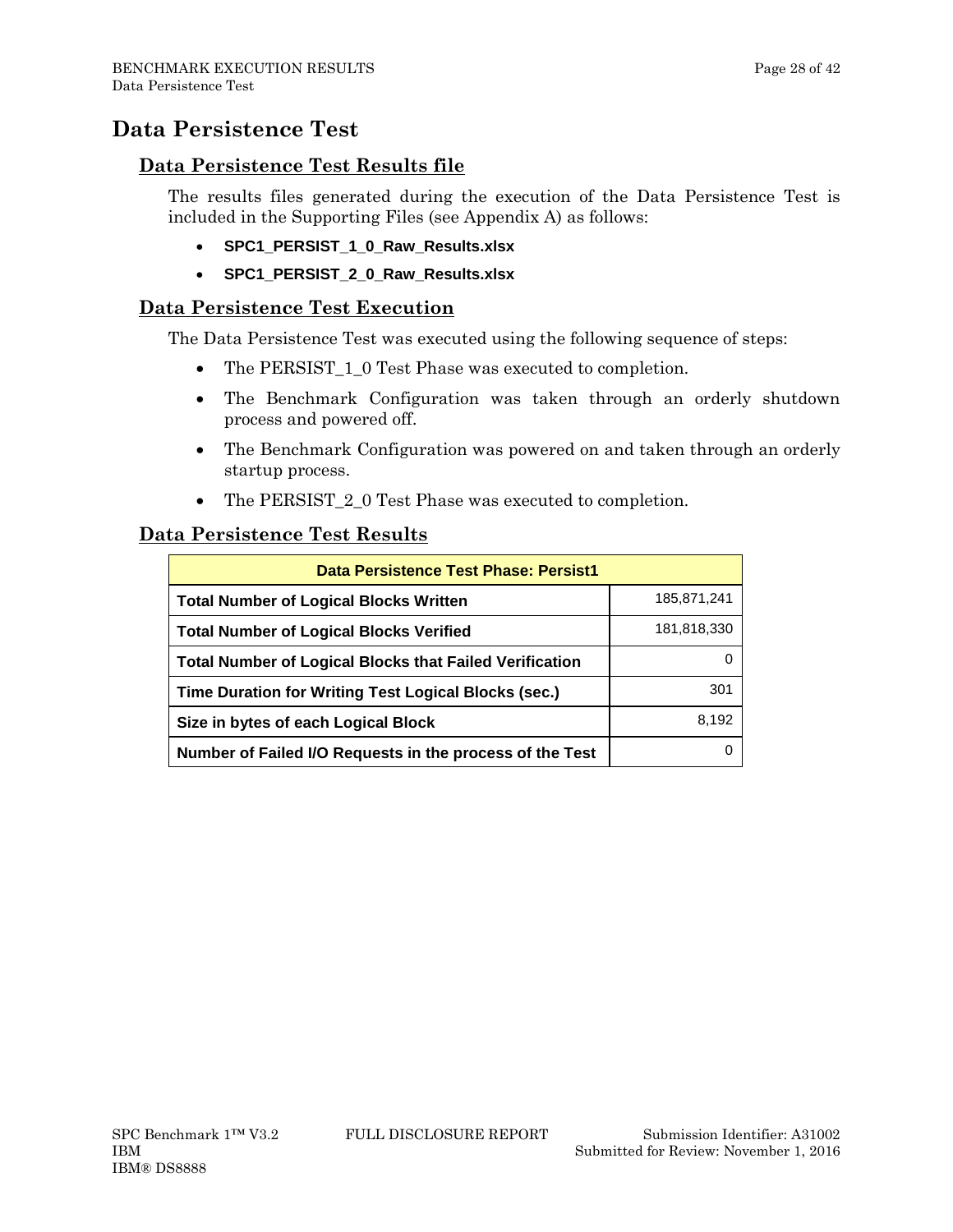# Data Persistence Test

## Data Persistence Test Results file

The results files generated during the execution of the Data Persistence Test is included in the Supporting Files (see Appendix A) as follows:

- **SPC1_PERSIST_1_0_Raw_Results.xlsx**
- **SPC1_PERSIST_2_0_Raw_Results.xlsx**

## Data Persistence Test Execution

The Data Persistence Test was executed using the following sequence of steps:

- The PERSIST_1_0 Test Phase was executed to completion.
- The Benchmark Configuration was taken through an orderly shutdown process and powered off.
- The Benchmark Configuration was powered on and taken through an orderly startup process.
- The PERSIST_2_0 Test Phase was executed to completion.

## Data Persistence Test Results

| Data Persistence Test Phase: Persist1 | |
|---|---|
| **Total Number of Logical Blocks Written** | 185,871,241 |
| **Total Number of Logical Blocks Verified** | 181,818,330 |
| **Total Number of Logical Blocks that Failed Verification** | 0 |
| **Time Duration for Writing Test Logical Blocks (sec.)** | 301 |
| **Size in bytes of each Logical Block** | 8,192 |
| **Number of Failed I/O Requests in the process of the Test** | 0 |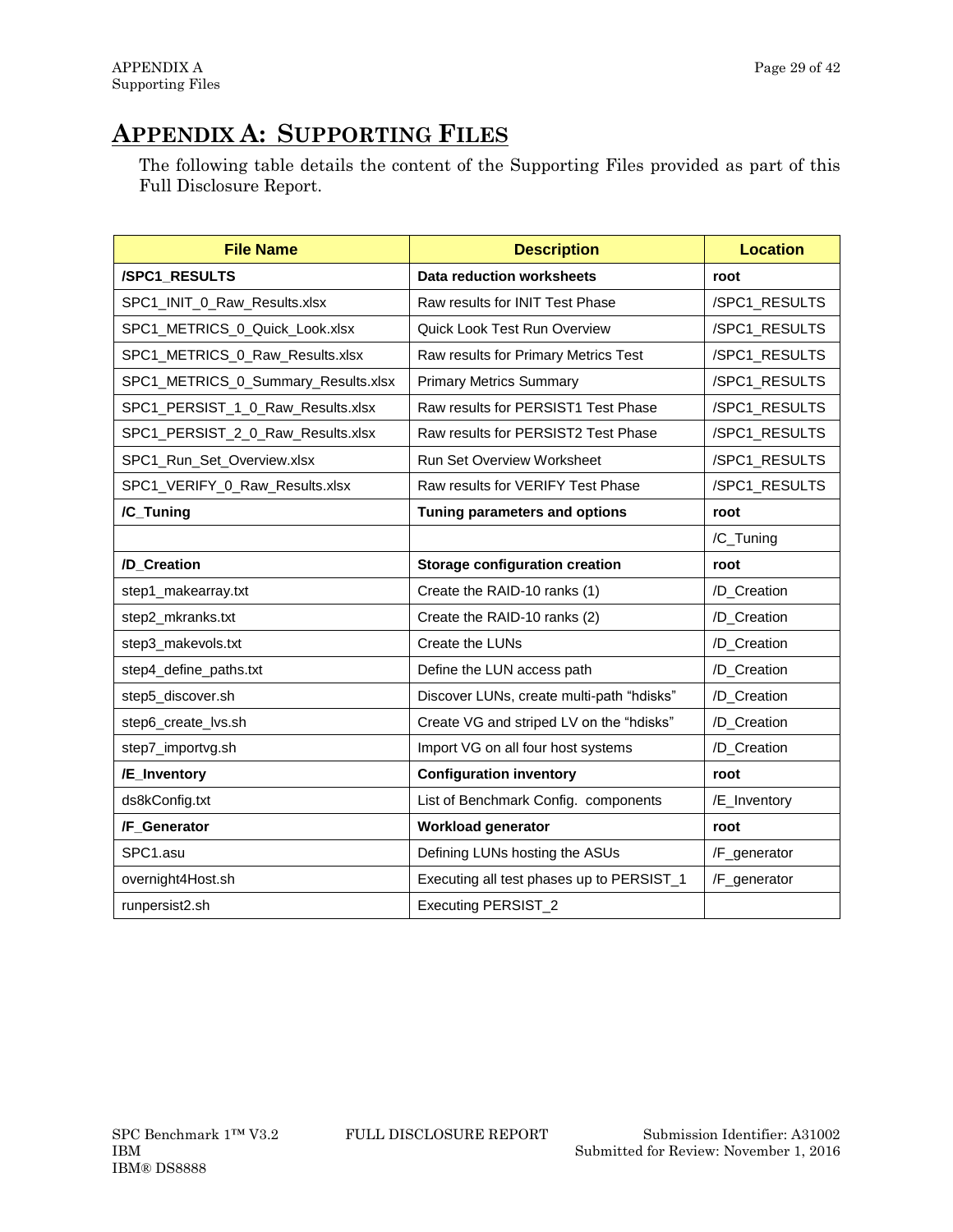# APPENDIX A: SUPPORTING FILES

The following table details the content of the Supporting Files provided as part of this Full Disclosure Report.

| File Name | Description | Location |
|---|---|---|
| **/SPC1_RESULTS** | **Data reduction worksheets** | **root** |
| SPC1_INIT_0_Raw_Results.xlsx | Raw results for INIT Test Phase | /SPC1_RESULTS |
| SPC1_METRICS_0_Quick_Look.xlsx | Quick Look Test Run Overview | /SPC1_RESULTS |
| SPC1_METRICS_0_Raw_Results.xlsx | Raw results for Primary Metrics Test | /SPC1_RESULTS |
| SPC1_METRICS_0_Summary_Results.xlsx | Primary Metrics Summary | /SPC1_RESULTS |
| SPC1_PERSIST_1_0_Raw_Results.xlsx | Raw results for PERSIST1 Test Phase | /SPC1_RESULTS |
| SPC1_PERSIST_2_0_Raw_Results.xlsx | Raw results for PERSIST2 Test Phase | /SPC1_RESULTS |
| SPC1_Run_Set_Overview.xlsx | Run Set Overview Worksheet | /SPC1_RESULTS |
| SPC1_VERIFY_0_Raw_Results.xlsx | Raw results for VERIFY Test Phase | /SPC1_RESULTS |
| **/C_Tuning** | **Tuning parameters and options** | **root** |
| | | /C_Tuning |
| **/D_Creation** | **Storage configuration creation** | **root** |
| step1_makearray.txt | Create the RAID-10 ranks (1) | /D_Creation |
| step2_mkranks.txt | Create the RAID-10 ranks (2) | /D_Creation |
| step3_makevols.txt | Create the LUNs | /D_Creation |
| step4_define_paths.txt | Define the LUN access path | /D_Creation |
| step5_discover.sh | Discover LUNs, create multi-path "hdisks" | /D_Creation |
| step6_create_lvs.sh | Create VG and striped LV on the "hdisks" | /D_Creation |
| step7_importvg.sh | Import VG on all four host systems | /D_Creation |
| **/E_Inventory** | **Configuration inventory** | **root** |
| ds8kConfig.txt | List of Benchmark Config. components | /E_Inventory |
| **/F_Generator** | **Workload generator** | **root** |
| SPC1.asu | Defining LUNs hosting the ASUs | /F_generator |
| overnight4Host.sh | Executing all test phases up to PERSIST_1 | /F_generator |
| runpersist2.sh | Executing PERSIST_2 | |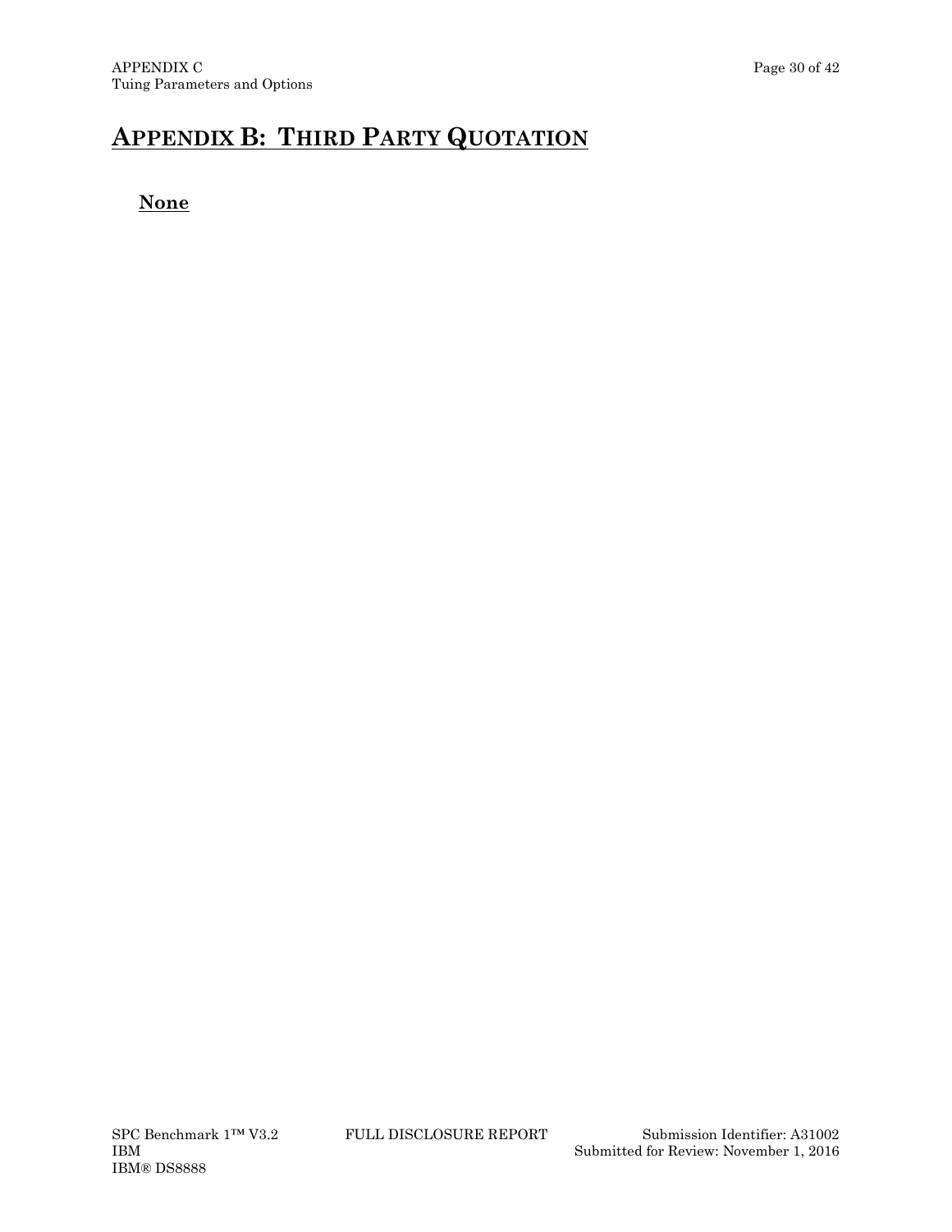## APPENDIX B: THIRD PARTY QUOTATION

**None**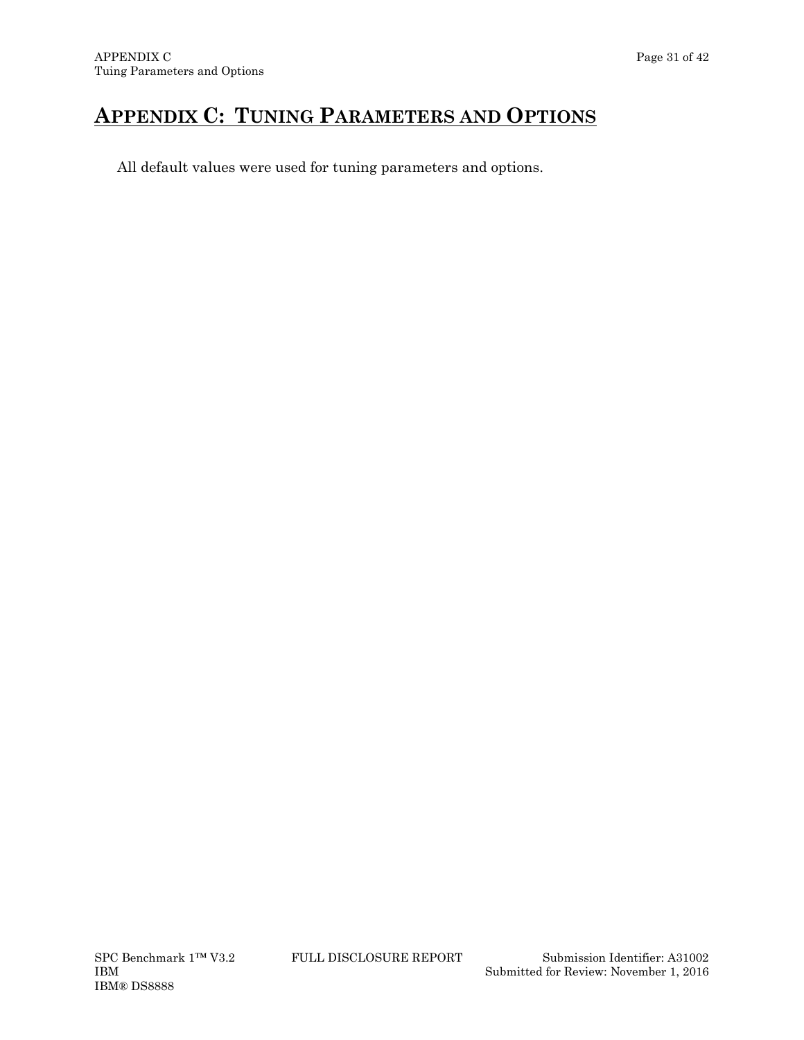# APPENDIX C: TUNING PARAMETERS AND OPTIONS

All default values were used for tuning parameters and options.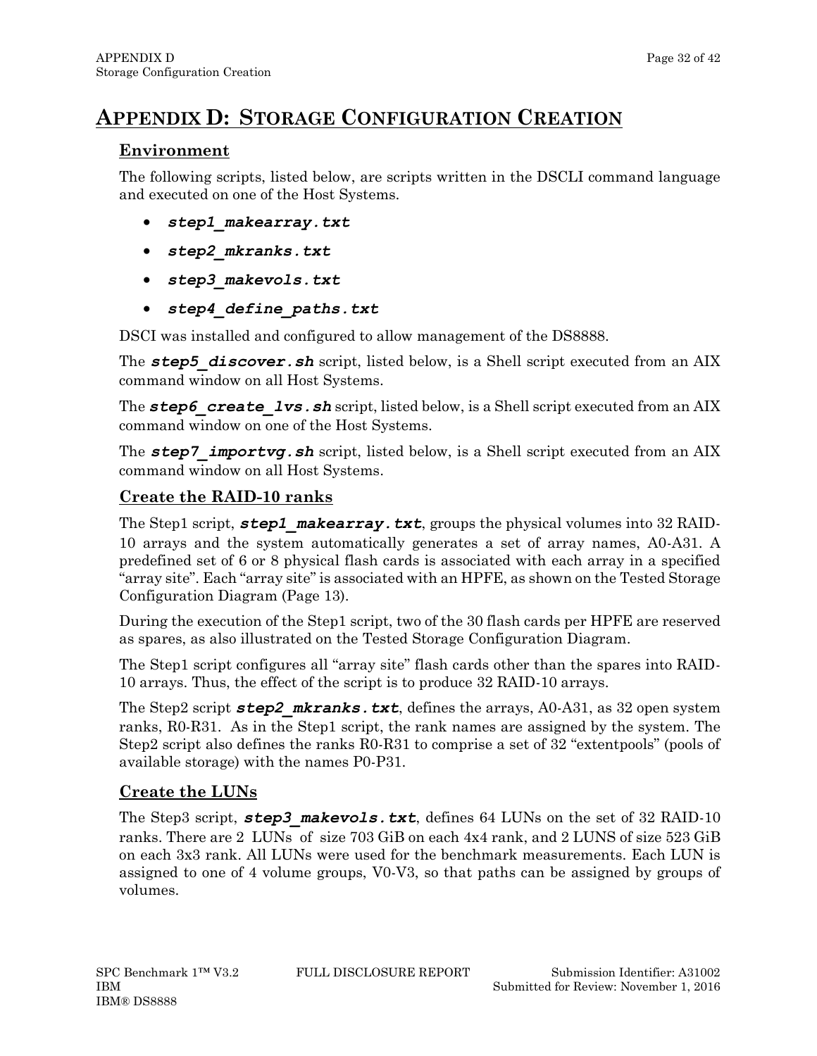# APPENDIX D: STORAGE CONFIGURATION CREATION

## Environment

The following scripts, listed below, are scripts written in the DSCLI command language and executed on one of the Host Systems.

- ***step1_makearray.txt***
- ***step2_mkranks.txt***
- ***step3_makevols.txt***
- ***step4_define_paths.txt***

DSCI was installed and configured to allow management of the DS8888.

The ***step5_discover.sh*** script, listed below, is a Shell script executed from an AIX command window on all Host Systems.

The ***step6_create_lvs.sh*** script, listed below, is a Shell script executed from an AIX command window on one of the Host Systems.

The ***step7_importvg.sh*** script, listed below, is a Shell script executed from an AIX command window on all Host Systems.

## Create the RAID-10 ranks

The Step1 script, ***step1_makearray.txt***, groups the physical volumes into 32 RAID-10 arrays and the system automatically generates a set of array names, A0-A31. A predefined set of 6 or 8 physical flash cards is associated with each array in a specified "array site". Each "array site" is associated with an HPFE, as shown on the Tested Storage Configuration Diagram (Page 13).

During the execution of the Step1 script, two of the 30 flash cards per HPFE are reserved as spares, as also illustrated on the Tested Storage Configuration Diagram.

The Step1 script configures all "array site" flash cards other than the spares into RAID-10 arrays. Thus, the effect of the script is to produce 32 RAID-10 arrays.

The Step2 script ***step2_mkranks.txt***, defines the arrays, A0-A31, as 32 open system ranks, R0-R31. As in the Step1 script, the rank names are assigned by the system. The Step2 script also defines the ranks R0-R31 to comprise a set of 32 "extentpools" (pools of available storage) with the names P0-P31.

## Create the LUNs

The Step3 script, ***step3_makevols.txt***, defines 64 LUNs on the set of 32 RAID-10 ranks. There are 2 LUNs of size 703 GiB on each 4x4 rank, and 2 LUNS of size 523 GiB on each 3x3 rank. All LUNs were used for the benchmark measurements. Each LUN is assigned to one of 4 volume groups, V0-V3, so that paths can be assigned by groups of volumes.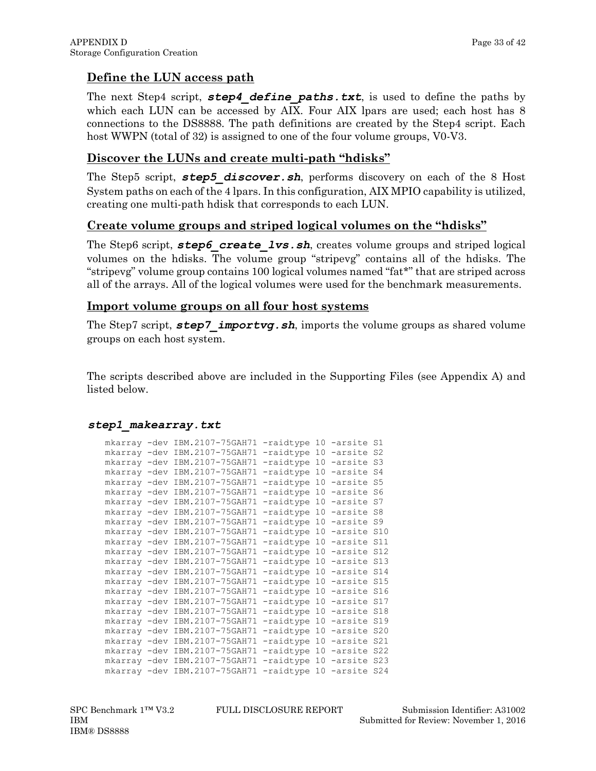## Define the LUN access path

The next Step4 script, ***step4_define_paths.txt***, is used to define the paths by which each LUN can be accessed by AIX. Four AIX lpars are used; each host has 8 connections to the DS8888. The path definitions are created by the Step4 script. Each host WWPN (total of 32) is assigned to one of the four volume groups, V0-V3.

## Discover the LUNs and create multi-path "hdisks"

The Step5 script, ***step5_discover.sh***, performs discovery on each of the 8 Host System paths on each of the 4 lpars. In this configuration, AIX MPIO capability is utilized, creating one multi-path hdisk that corresponds to each LUN.

## Create volume groups and striped logical volumes on the "hdisks"

The Step6 script, ***step6_create_lvs.sh***, creates volume groups and striped logical volumes on the hdisks. The volume group "stripevg" contains all of the hdisks. The "stripevg" volume group contains 100 logical volumes named "fat*" that are striped across all of the arrays. All of the logical volumes were used for the benchmark measurements.

## Import volume groups on all four host systems

The Step7 script, ***step7_importvg.sh***, imports the volume groups as shared volume groups on each host system.

The scripts described above are included in the Supporting Files (see Appendix A) and listed below.

### *step1_makearray.txt*

```
mkarray -dev IBM.2107-75GAH71 -raidtype 10 -arsite S1
mkarray -dev IBM.2107-75GAH71 -raidtype 10 -arsite S2
mkarray -dev IBM.2107-75GAH71 -raidtype 10 -arsite S3
mkarray -dev IBM.2107-75GAH71 -raidtype 10 -arsite S4
mkarray -dev IBM.2107-75GAH71 -raidtype 10 -arsite S5
mkarray -dev IBM.2107-75GAH71 -raidtype 10 -arsite S6
mkarray -dev IBM.2107-75GAH71 -raidtype 10 -arsite S7
mkarray -dev IBM.2107-75GAH71 -raidtype 10 -arsite S8
mkarray -dev IBM.2107-75GAH71 -raidtype 10 -arsite S9
mkarray -dev IBM.2107-75GAH71 -raidtype 10 -arsite S10
mkarray -dev IBM.2107-75GAH71 -raidtype 10 -arsite S11
mkarray -dev IBM.2107-75GAH71 -raidtype 10 -arsite S12
mkarray -dev IBM.2107-75GAH71 -raidtype 10 -arsite S13
mkarray -dev IBM.2107-75GAH71 -raidtype 10 -arsite S14
mkarray -dev IBM.2107-75GAH71 -raidtype 10 -arsite S15
mkarray -dev IBM.2107-75GAH71 -raidtype 10 -arsite S16
mkarray -dev IBM.2107-75GAH71 -raidtype 10 -arsite S17
mkarray -dev IBM.2107-75GAH71 -raidtype 10 -arsite S18
mkarray -dev IBM.2107-75GAH71 -raidtype 10 -arsite S19
mkarray -dev IBM.2107-75GAH71 -raidtype 10 -arsite S20
mkarray -dev IBM.2107-75GAH71 -raidtype 10 -arsite S21
mkarray -dev IBM.2107-75GAH71 -raidtype 10 -arsite S22
mkarray -dev IBM.2107-75GAH71 -raidtype 10 -arsite S23
mkarray -dev IBM.2107-75GAH71 -raidtype 10 -arsite S24
```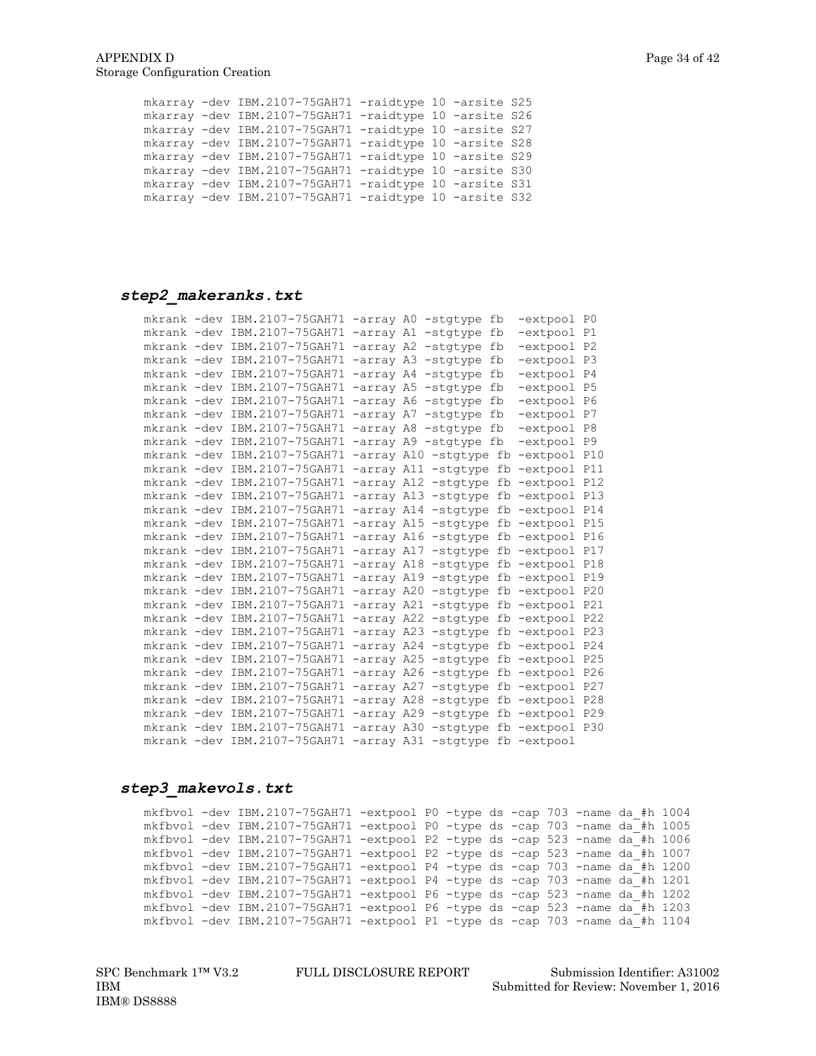```
mkarray -dev IBM.2107-75GAH71 -raidtype 10 -arsite S25
mkarray -dev IBM.2107-75GAH71 -raidtype 10 -arsite S26
mkarray -dev IBM.2107-75GAH71 -raidtype 10 -arsite S27
mkarray -dev IBM.2107-75GAH71 -raidtype 10 -arsite S28
mkarray -dev IBM.2107-75GAH71 -raidtype 10 -arsite S29
mkarray -dev IBM.2107-75GAH71 -raidtype 10 -arsite S30
mkarray -dev IBM.2107-75GAH71 -raidtype 10 -arsite S31
mkarray -dev IBM.2107-75GAH71 -raidtype 10 -arsite S32
```

### *step2_makeranks.txt*

```
mkrank -dev IBM.2107-75GAH71 -array A0 -stgtype fb  -extpool P0
mkrank -dev IBM.2107-75GAH71 -array A1 -stgtype fb  -extpool P1
mkrank -dev IBM.2107-75GAH71 -array A2 -stgtype fb  -extpool P2
mkrank -dev IBM.2107-75GAH71 -array A3 -stgtype fb  -extpool P3
mkrank -dev IBM.2107-75GAH71 -array A4 -stgtype fb  -extpool P4
mkrank -dev IBM.2107-75GAH71 -array A5 -stgtype fb  -extpool P5
mkrank -dev IBM.2107-75GAH71 -array A6 -stgtype fb  -extpool P6
mkrank -dev IBM.2107-75GAH71 -array A7 -stgtype fb  -extpool P7
mkrank -dev IBM.2107-75GAH71 -array A8 -stgtype fb  -extpool P8
mkrank -dev IBM.2107-75GAH71 -array A9 -stgtype fb  -extpool P9
mkrank -dev IBM.2107-75GAH71 -array A10 -stgtype fb -extpool P10
mkrank -dev IBM.2107-75GAH71 -array A11 -stgtype fb -extpool P11
mkrank -dev IBM.2107-75GAH71 -array A12 -stgtype fb -extpool P12
mkrank -dev IBM.2107-75GAH71 -array A13 -stgtype fb -extpool P13
mkrank -dev IBM.2107-75GAH71 -array A14 -stgtype fb -extpool P14
mkrank -dev IBM.2107-75GAH71 -array A15 -stgtype fb -extpool P15
mkrank -dev IBM.2107-75GAH71 -array A16 -stgtype fb -extpool P16
mkrank -dev IBM.2107-75GAH71 -array A17 -stgtype fb -extpool P17
mkrank -dev IBM.2107-75GAH71 -array A18 -stgtype fb -extpool P18
mkrank -dev IBM.2107-75GAH71 -array A19 -stgtype fb -extpool P19
mkrank -dev IBM.2107-75GAH71 -array A20 -stgtype fb -extpool P20
mkrank -dev IBM.2107-75GAH71 -array A21 -stgtype fb -extpool P21
mkrank -dev IBM.2107-75GAH71 -array A22 -stgtype fb -extpool P22
mkrank -dev IBM.2107-75GAH71 -array A23 -stgtype fb -extpool P23
mkrank -dev IBM.2107-75GAH71 -array A24 -stgtype fb -extpool P24
mkrank -dev IBM.2107-75GAH71 -array A25 -stgtype fb -extpool P25
mkrank -dev IBM.2107-75GAH71 -array A26 -stgtype fb -extpool P26
mkrank -dev IBM.2107-75GAH71 -array A27 -stgtype fb -extpool P27
mkrank -dev IBM.2107-75GAH71 -array A28 -stgtype fb -extpool P28
mkrank -dev IBM.2107-75GAH71 -array A29 -stgtype fb -extpool P29
mkrank -dev IBM.2107-75GAH71 -array A30 -stgtype fb -extpool P30
mkrank -dev IBM.2107-75GAH71 -array A31 -stgtype fb -extpool
```

### *step3_makevols.txt*

```
mkfbvol -dev IBM.2107-75GAH71 -extpool P0 -type ds -cap 703 -name da_#h 1004
mkfbvol -dev IBM.2107-75GAH71 -extpool P0 -type ds -cap 703 -name da_#h 1005
mkfbvol -dev IBM.2107-75GAH71 -extpool P2 -type ds -cap 523 -name da_#h 1006
mkfbvol -dev IBM.2107-75GAH71 -extpool P2 -type ds -cap 523 -name da_#h 1007
mkfbvol -dev IBM.2107-75GAH71 -extpool P4 -type ds -cap 703 -name da_#h 1200
mkfbvol -dev IBM.2107-75GAH71 -extpool P4 -type ds -cap 703 -name da_#h 1201
mkfbvol -dev IBM.2107-75GAH71 -extpool P6 -type ds -cap 523 -name da_#h 1202
mkfbvol -dev IBM.2107-75GAH71 -extpool P6 -type ds -cap 523 -name da_#h 1203
mkfbvol -dev IBM.2107-75GAH71 -extpool P1 -type ds -cap 703 -name da_#h 1104
```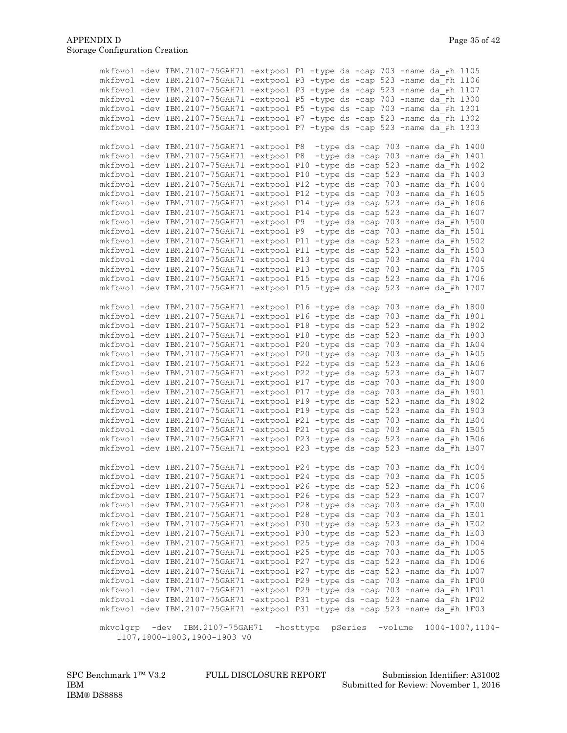```
mkfbvol -dev IBM.2107-75GAH71 -extpool P1 -type ds -cap 703 -name da_#h 1105
mkfbvol -dev IBM.2107-75GAH71 -extpool P3 -type ds -cap 523 -name da_#h 1106
mkfbvol -dev IBM.2107-75GAH71 -extpool P3 -type ds -cap 523 -name da_#h 1107
mkfbvol -dev IBM.2107-75GAH71 -extpool P5 -type ds -cap 703 -name da_#h 1300
mkfbvol -dev IBM.2107-75GAH71 -extpool P5 -type ds -cap 703 -name da_#h 1301
mkfbvol -dev IBM.2107-75GAH71 -extpool P7 -type ds -cap 523 -name da_#h 1302
mkfbvol -dev IBM.2107-75GAH71 -extpool P7 -type ds -cap 523 -name da_#h 1303

mkfbvol -dev IBM.2107-75GAH71 -extpool P8  -type ds -cap 703 -name da_#h 1400
mkfbvol -dev IBM.2107-75GAH71 -extpool P8  -type ds -cap 703 -name da_#h 1401
mkfbvol -dev IBM.2107-75GAH71 -extpool P10 -type ds -cap 523 -name da_#h 1402
mkfbvol -dev IBM.2107-75GAH71 -extpool P10 -type ds -cap 523 -name da_#h 1403
mkfbvol -dev IBM.2107-75GAH71 -extpool P12 -type ds -cap 703 -name da_#h 1604
mkfbvol -dev IBM.2107-75GAH71 -extpool P12 -type ds -cap 703 -name da_#h 1605
mkfbvol -dev IBM.2107-75GAH71 -extpool P14 -type ds -cap 523 -name da_#h 1606
mkfbvol -dev IBM.2107-75GAH71 -extpool P14 -type ds -cap 523 -name da_#h 1607
mkfbvol -dev IBM.2107-75GAH71 -extpool P9  -type ds -cap 703 -name da_#h 1500
mkfbvol -dev IBM.2107-75GAH71 -extpool P9  -type ds -cap 703 -name da_#h 1501
mkfbvol -dev IBM.2107-75GAH71 -extpool P11 -type ds -cap 523 -name da_#h 1502
mkfbvol -dev IBM.2107-75GAH71 -extpool P11 -type ds -cap 523 -name da_#h 1503
mkfbvol -dev IBM.2107-75GAH71 -extpool P13 -type ds -cap 703 -name da_#h 1704
mkfbvol -dev IBM.2107-75GAH71 -extpool P13 -type ds -cap 703 -name da_#h 1705
mkfbvol -dev IBM.2107-75GAH71 -extpool P15 -type ds -cap 523 -name da_#h 1706
mkfbvol -dev IBM.2107-75GAH71 -extpool P15 -type ds -cap 523 -name da_#h 1707

mkfbvol -dev IBM.2107-75GAH71 -extpool P16 -type ds -cap 703 -name da_#h 1800
mkfbvol -dev IBM.2107-75GAH71 -extpool P16 -type ds -cap 703 -name da_#h 1801
mkfbvol -dev IBM.2107-75GAH71 -extpool P18 -type ds -cap 523 -name da_#h 1802
mkfbvol -dev IBM.2107-75GAH71 -extpool P18 -type ds -cap 523 -name da_#h 1803
mkfbvol -dev IBM.2107-75GAH71 -extpool P20 -type ds -cap 703 -name da_#h 1A04
mkfbvol -dev IBM.2107-75GAH71 -extpool P20 -type ds -cap 703 -name da_#h 1A05
mkfbvol -dev IBM.2107-75GAH71 -extpool P22 -type ds -cap 523 -name da_#h 1A06
mkfbvol -dev IBM.2107-75GAH71 -extpool P22 -type ds -cap 523 -name da_#h 1A07
mkfbvol -dev IBM.2107-75GAH71 -extpool P17 -type ds -cap 703 -name da_#h 1900
mkfbvol -dev IBM.2107-75GAH71 -extpool P17 -type ds -cap 703 -name da_#h 1901
mkfbvol -dev IBM.2107-75GAH71 -extpool P19 -type ds -cap 523 -name da_#h 1902
mkfbvol -dev IBM.2107-75GAH71 -extpool P19 -type ds -cap 523 -name da_#h 1903
mkfbvol -dev IBM.2107-75GAH71 -extpool P21 -type ds -cap 703 -name da_#h 1B04
mkfbvol -dev IBM.2107-75GAH71 -extpool P21 -type ds -cap 703 -name da_#h 1B05
mkfbvol -dev IBM.2107-75GAH71 -extpool P23 -type ds -cap 523 -name da_#h 1B06
mkfbvol -dev IBM.2107-75GAH71 -extpool P23 -type ds -cap 523 -name da_#h 1B07

mkfbvol -dev IBM.2107-75GAH71 -extpool P24 -type ds -cap 703 -name da_#h 1C04
mkfbvol -dev IBM.2107-75GAH71 -extpool P24 -type ds -cap 703 -name da_#h 1C05
mkfbvol -dev IBM.2107-75GAH71 -extpool P26 -type ds -cap 523 -name da_#h 1C06
mkfbvol -dev IBM.2107-75GAH71 -extpool P26 -type ds -cap 523 -name da_#h 1C07
mkfbvol -dev IBM.2107-75GAH71 -extpool P28 -type ds -cap 703 -name da_#h 1E00
mkfbvol -dev IBM.2107-75GAH71 -extpool P28 -type ds -cap 703 -name da_#h 1E01
mkfbvol -dev IBM.2107-75GAH71 -extpool P30 -type ds -cap 523 -name da_#h 1E02
mkfbvol -dev IBM.2107-75GAH71 -extpool P30 -type ds -cap 523 -name da_#h 1E03
mkfbvol -dev IBM.2107-75GAH71 -extpool P25 -type ds -cap 703 -name da_#h 1D04
mkfbvol -dev IBM.2107-75GAH71 -extpool P25 -type ds -cap 703 -name da_#h 1D05
mkfbvol -dev IBM.2107-75GAH71 -extpool P27 -type ds -cap 523 -name da_#h 1D06
mkfbvol -dev IBM.2107-75GAH71 -extpool P27 -type ds -cap 523 -name da_#h 1D07
mkfbvol -dev IBM.2107-75GAH71 -extpool P29 -type ds -cap 703 -name da_#h 1F00
mkfbvol -dev IBM.2107-75GAH71 -extpool P29 -type ds -cap 703 -name da_#h 1F01
mkfbvol -dev IBM.2107-75GAH71 -extpool P31 -type ds -cap 523 -name da_#h 1F02
mkfbvol -dev IBM.2107-75GAH71 -extpool P31 -type ds -cap 523 -name da_#h 1F03

mkvolgrp  -dev  IBM.2107-75GAH71  -hosttype  pSeries  -volume  1004-1007,1104-
   1107,1800-1803,1900-1903 V0
```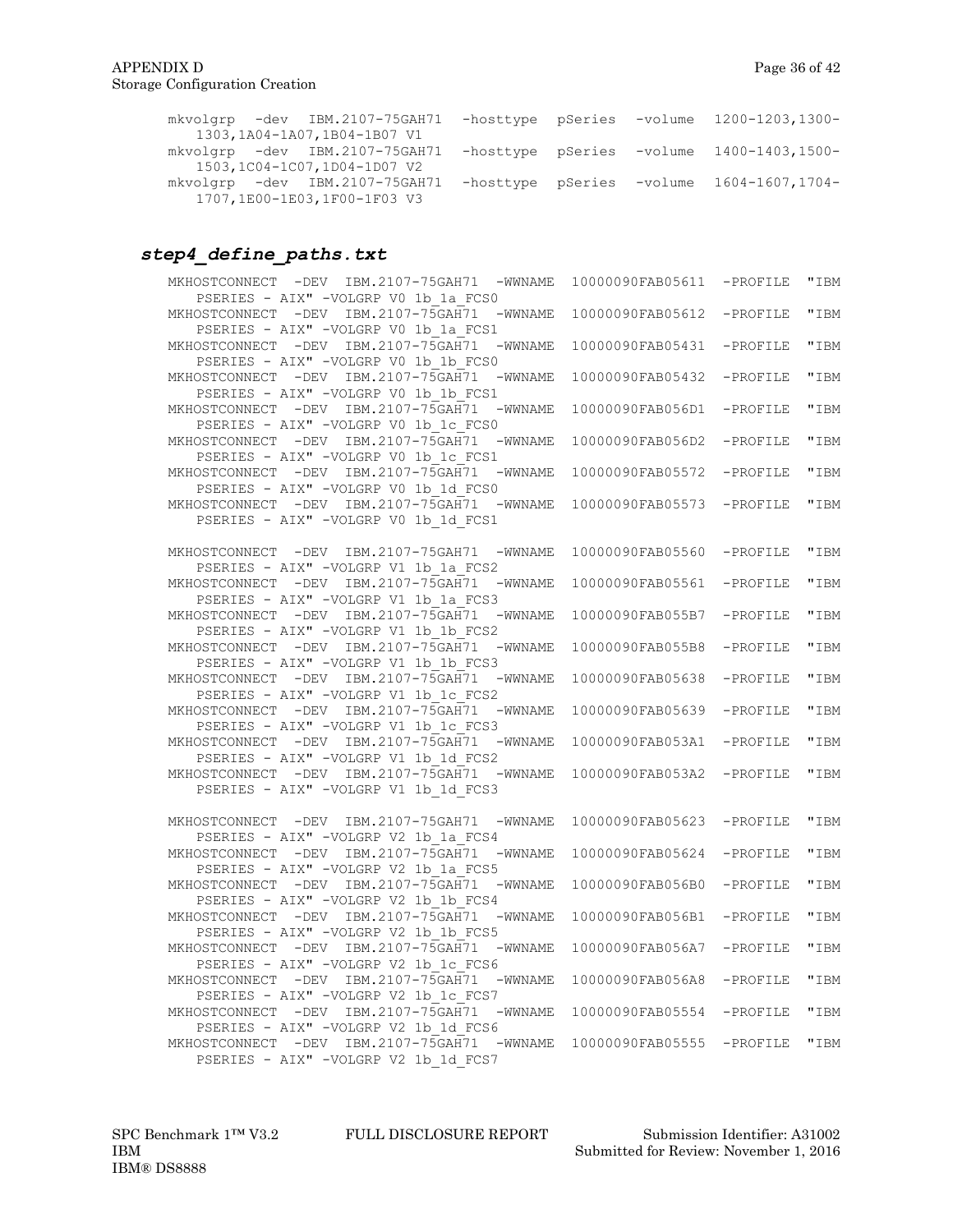```
mkvolgrp -dev IBM.2107-75GAH71 -hosttype pSeries -volume 1200-1203,1300-
   1303,1A04-1A07,1B04-1B07 V1
mkvolgrp -dev IBM.2107-75GAH71 -hosttype pSeries -volume 1400-1403,1500-
   1503,1C04-1C07,1D04-1D07 V2
mkvolgrp -dev IBM.2107-75GAH71 -hosttype pSeries -volume 1604-1607,1704-
   1707,1E00-1E03,1F00-1F03 V3
```

### *step4_define_paths.txt*

```
MKHOSTCONNECT -DEV IBM.2107-75GAH71 -WWNAME 10000090FAB05611 -PROFILE "IBM
   PSERIES - AIX" -VOLGRP V0 1b_1a_FCS0
MKHOSTCONNECT -DEV IBM.2107-75GAH71 -WWNAME 10000090FAB05612 -PROFILE "IBM
   PSERIES - AIX" -VOLGRP V0 1b_1a_FCS1
MKHOSTCONNECT -DEV IBM.2107-75GAH71 -WWNAME 10000090FAB05431 -PROFILE "IBM
   PSERIES - AIX" -VOLGRP V0 1b_1b_FCS0
MKHOSTCONNECT -DEV IBM.2107-75GAH71 -WWNAME 10000090FAB05432 -PROFILE "IBM
   PSERIES - AIX" -VOLGRP V0 1b_1b_FCS1
MKHOSTCONNECT -DEV IBM.2107-75GAH71 -WWNAME 10000090FAB056D1 -PROFILE "IBM
   PSERIES - AIX" -VOLGRP V0 1b_1c_FCS0
MKHOSTCONNECT -DEV IBM.2107-75GAH71 -WWNAME 10000090FAB056D2 -PROFILE "IBM
   PSERIES - AIX" -VOLGRP V0 1b_1c_FCS1
MKHOSTCONNECT -DEV IBM.2107-75GAH71 -WWNAME 10000090FAB05572 -PROFILE "IBM
   PSERIES - AIX" -VOLGRP V0 1b_1d_FCS0
MKHOSTCONNECT -DEV IBM.2107-75GAH71 -WWNAME 10000090FAB05573 -PROFILE "IBM
   PSERIES - AIX" -VOLGRP V0 1b_1d_FCS1

MKHOSTCONNECT -DEV IBM.2107-75GAH71 -WWNAME 10000090FAB05560 -PROFILE "IBM
   PSERIES - AIX" -VOLGRP V1 1b_1a_FCS2
MKHOSTCONNECT -DEV IBM.2107-75GAH71 -WWNAME 10000090FAB05561 -PROFILE "IBM
   PSERIES - AIX" -VOLGRP V1 1b_1a_FCS3
MKHOSTCONNECT -DEV IBM.2107-75GAH71 -WWNAME 10000090FAB055B7 -PROFILE "IBM
   PSERIES - AIX" -VOLGRP V1 1b_1b_FCS2
MKHOSTCONNECT -DEV IBM.2107-75GAH71 -WWNAME 10000090FAB055B8 -PROFILE "IBM
   PSERIES - AIX" -VOLGRP V1 1b_1b_FCS3
MKHOSTCONNECT -DEV IBM.2107-75GAH71 -WWNAME 10000090FAB05638 -PROFILE "IBM
   PSERIES - AIX" -VOLGRP V1 1b_1c_FCS2
MKHOSTCONNECT -DEV IBM.2107-75GAH71 -WWNAME 10000090FAB05639 -PROFILE "IBM
   PSERIES - AIX" -VOLGRP V1 1b_1c_FCS3
MKHOSTCONNECT -DEV IBM.2107-75GAH71 -WWNAME 10000090FAB053A1 -PROFILE "IBM
   PSERIES - AIX" -VOLGRP V1 1b_1d_FCS2
MKHOSTCONNECT -DEV IBM.2107-75GAH71 -WWNAME 10000090FAB053A2 -PROFILE "IBM
   PSERIES - AIX" -VOLGRP V1 1b_1d_FCS3

MKHOSTCONNECT -DEV IBM.2107-75GAH71 -WWNAME 10000090FAB05623 -PROFILE "IBM
   PSERIES - AIX" -VOLGRP V2 1b_1a_FCS4
MKHOSTCONNECT -DEV IBM.2107-75GAH71 -WWNAME 10000090FAB05624 -PROFILE "IBM
   PSERIES - AIX" -VOLGRP V2 1b_1a_FCS5
MKHOSTCONNECT -DEV IBM.2107-75GAH71 -WWNAME 10000090FAB056B0 -PROFILE "IBM
   PSERIES - AIX" -VOLGRP V2 1b_1b_FCS4
MKHOSTCONNECT -DEV IBM.2107-75GAH71 -WWNAME 10000090FAB056B1 -PROFILE "IBM
   PSERIES - AIX" -VOLGRP V2 1b_1b_FCS5
MKHOSTCONNECT -DEV IBM.2107-75GAH71 -WWNAME 10000090FAB056A7 -PROFILE "IBM
   PSERIES - AIX" -VOLGRP V2 1b_1c_FCS6
MKHOSTCONNECT -DEV IBM.2107-75GAH71 -WWNAME 10000090FAB056A8 -PROFILE "IBM
   PSERIES - AIX" -VOLGRP V2 1b_1c_FCS7
MKHOSTCONNECT -DEV IBM.2107-75GAH71 -WWNAME 10000090FAB05554 -PROFILE "IBM
   PSERIES - AIX" -VOLGRP V2 1b_1d_FCS6
MKHOSTCONNECT -DEV IBM.2107-75GAH71 -WWNAME 10000090FAB05555 -PROFILE "IBM
   PSERIES - AIX" -VOLGRP V2 1b_1d_FCS7
```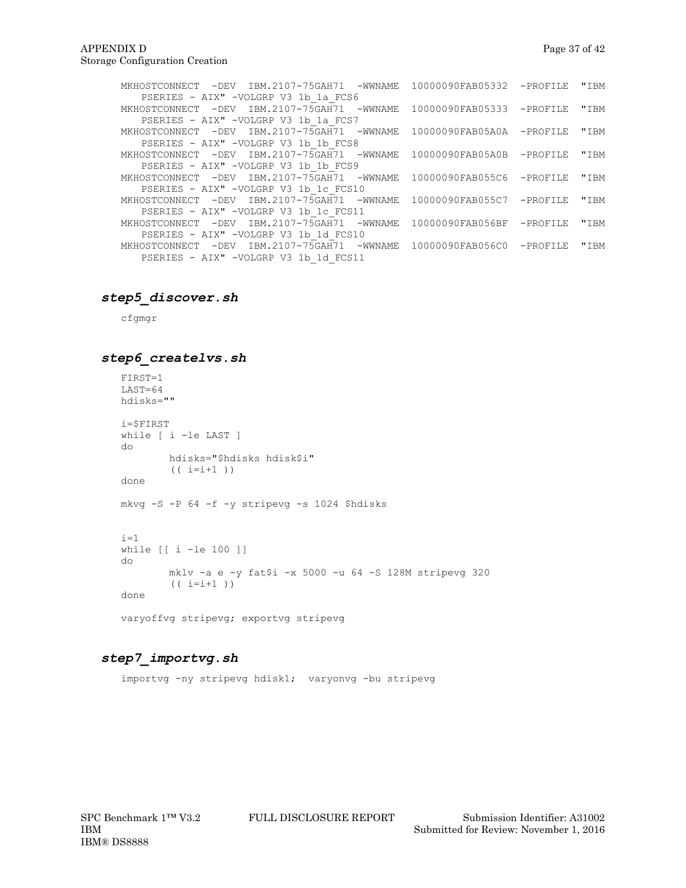```
MKHOSTCONNECT  -DEV  IBM.2107-75GAH71  -WWNAME  10000090FAB05332  -PROFILE  "IBM
   PSERIES - AIX" -VOLGRP V3 1b_1a_FCS6
MKHOSTCONNECT  -DEV  IBM.2107-75GAH71  -WWNAME  10000090FAB05333  -PROFILE  "IBM
   PSERIES - AIX" -VOLGRP V3 1b_1a_FCS7
MKHOSTCONNECT  -DEV  IBM.2107-75GAH71  -WWNAME  10000090FAB05A0A  -PROFILE  "IBM
   PSERIES - AIX" -VOLGRP V3 1b_1b_FCS8
MKHOSTCONNECT  -DEV  IBM.2107-75GAH71  -WWNAME  10000090FAB05A0B  -PROFILE  "IBM
   PSERIES - AIX" -VOLGRP V3 1b_1b_FCS9
MKHOSTCONNECT  -DEV  IBM.2107-75GAH71  -WWNAME  10000090FAB055C6  -PROFILE  "IBM
   PSERIES - AIX" -VOLGRP V3 1b_1c_FCS10
MKHOSTCONNECT  -DEV  IBM.2107-75GAH71  -WWNAME  10000090FAB055C7  -PROFILE  "IBM
   PSERIES - AIX" -VOLGRP V3 1b_1c_FCS11
MKHOSTCONNECT  -DEV  IBM.2107-75GAH71  -WWNAME  10000090FAB056BF  -PROFILE  "IBM
   PSERIES - AIX" -VOLGRP V3 1b_1d_FCS10
MKHOSTCONNECT  -DEV  IBM.2107-75GAH71  -WWNAME  10000090FAB056C0  -PROFILE  "IBM
   PSERIES - AIX" -VOLGRP V3 1b_1d_FCS11
```

### *step5_discover.sh*

```
cfgmgr
```

### *step6_createlvs.sh*

```
FIRST=1
LAST=64
hdisks=""

i=$FIRST
while [ i -le LAST ]
do
        hdisks="$hdisks hdisk$i"
        (( i=i+1 ))
done

mkvg -S -P 64 -f -y stripevg -s 1024 $hdisks


i=1
while [[ i -le 100 ]]
do
        mklv -a e -y fat$i -x 5000 -u 64 -S 128M stripevg 320
        (( i=i+1 ))
done

varyoffvg stripevg; exportvg stripevg
```

### *step7_importvg.sh*

```
importvg -ny stripevg hdisk1;  varyonvg -bu stripevg
```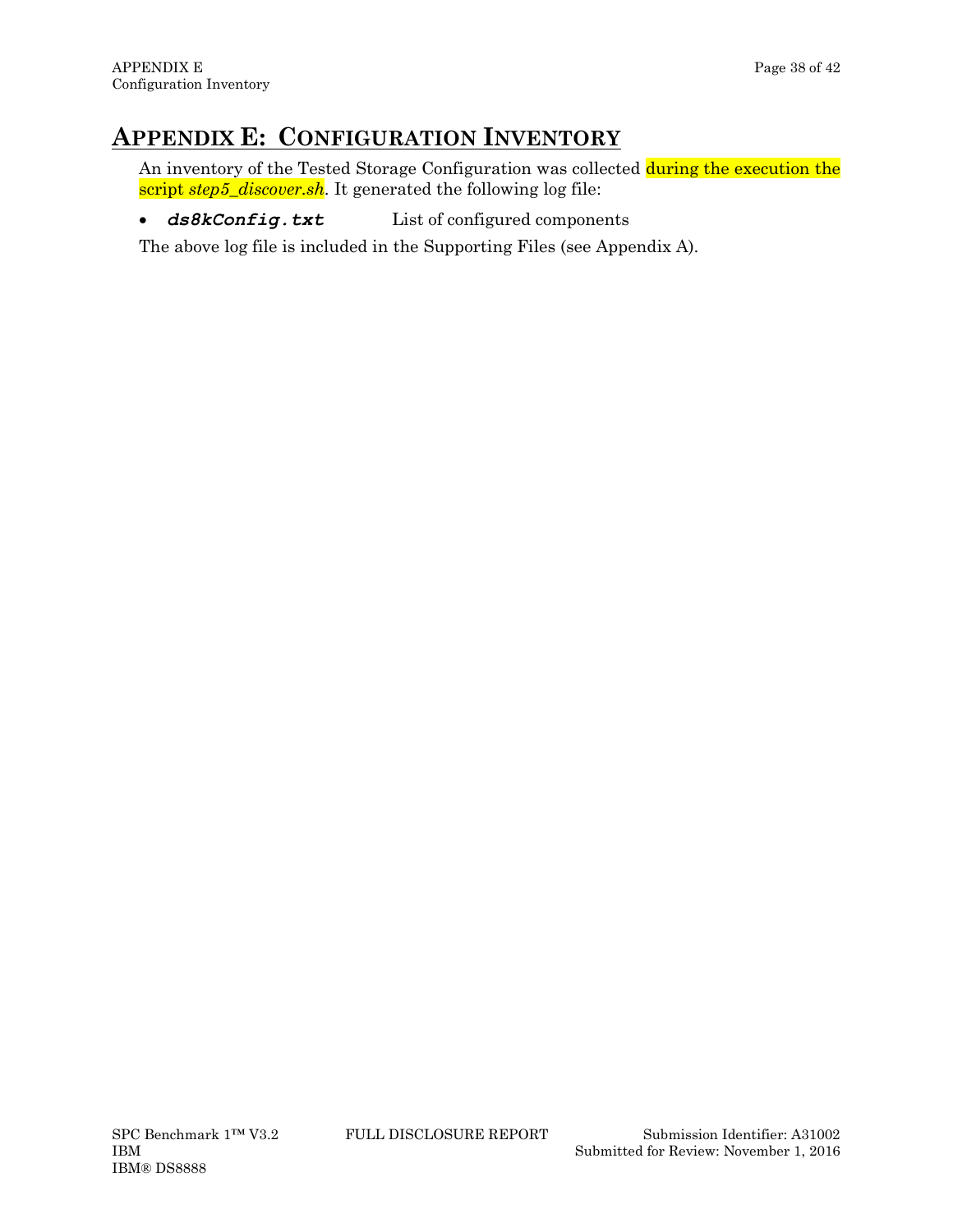# APPENDIX E: CONFIGURATION INVENTORY

An inventory of the Tested Storage Configuration was collected during the execution the script *step5_discover.sh*. It generated the following log file:

- ***ds8kConfig.txt*** List of configured components

The above log file is included in the Supporting Files (see Appendix A).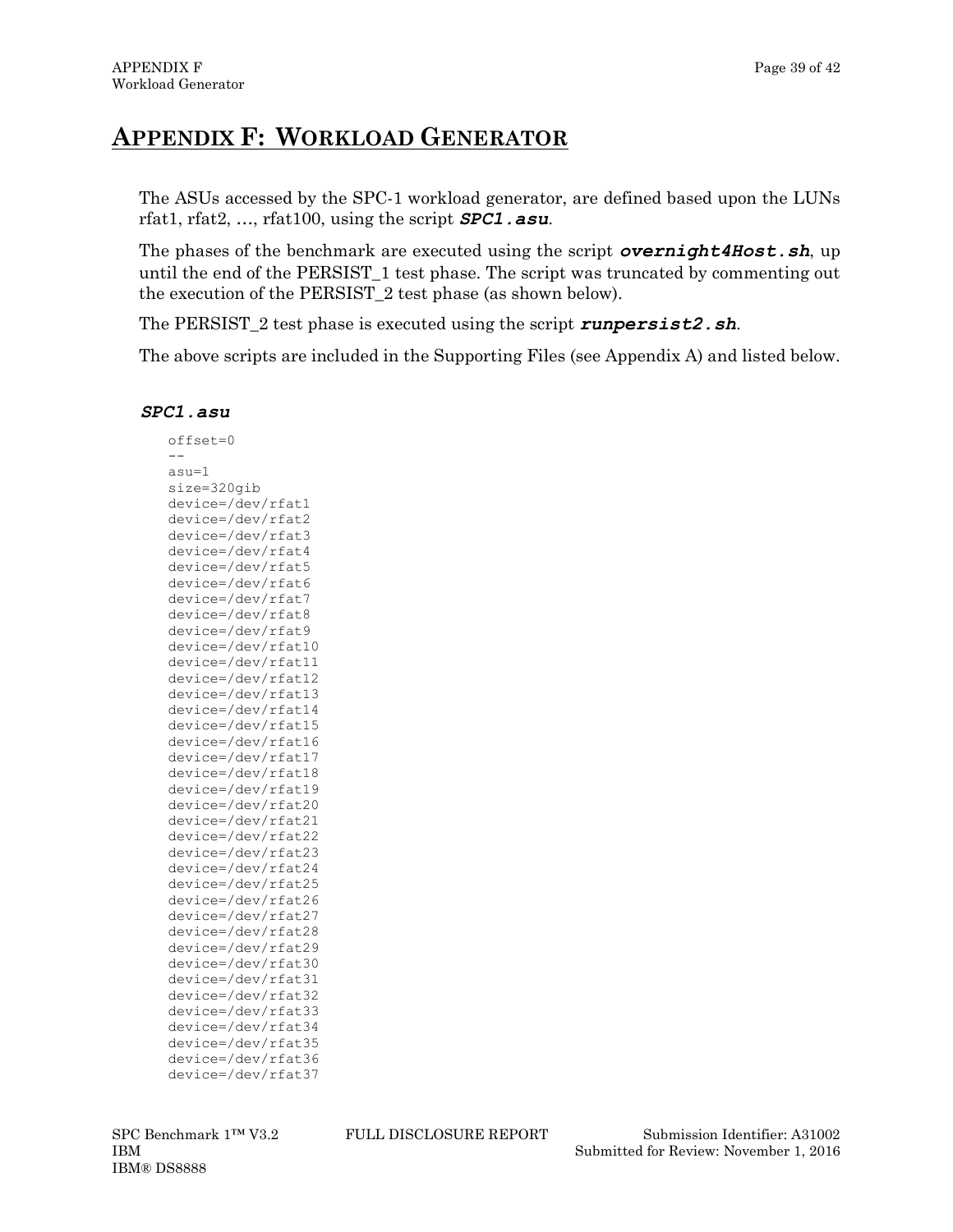# APPENDIX F: WORKLOAD GENERATOR

The ASUs accessed by the SPC-1 workload generator, are defined based upon the LUNs rfat1, rfat2, …, rfat100, using the script ***SPC1.asu***.

The phases of the benchmark are executed using the script ***overnight4Host.sh***, up until the end of the PERSIST_1 test phase. The script was truncated by commenting out the execution of the PERSIST_2 test phase (as shown below).

The PERSIST_2 test phase is executed using the script ***runpersist2.sh***.

The above scripts are included in the Supporting Files (see Appendix A) and listed below.

### *SPC1.asu*

```
offset=0
--
asu=1
size=320gib
device=/dev/rfat1
device=/dev/rfat2
device=/dev/rfat3
device=/dev/rfat4
device=/dev/rfat5
device=/dev/rfat6
device=/dev/rfat7
device=/dev/rfat8
device=/dev/rfat9
device=/dev/rfat10
device=/dev/rfat11
device=/dev/rfat12
device=/dev/rfat13
device=/dev/rfat14
device=/dev/rfat15
device=/dev/rfat16
device=/dev/rfat17
device=/dev/rfat18
device=/dev/rfat19
device=/dev/rfat20
device=/dev/rfat21
device=/dev/rfat22
device=/dev/rfat23
device=/dev/rfat24
device=/dev/rfat25
device=/dev/rfat26
device=/dev/rfat27
device=/dev/rfat28
device=/dev/rfat29
device=/dev/rfat30
device=/dev/rfat31
device=/dev/rfat32
device=/dev/rfat33
device=/dev/rfat34
device=/dev/rfat35
device=/dev/rfat36
device=/dev/rfat37
```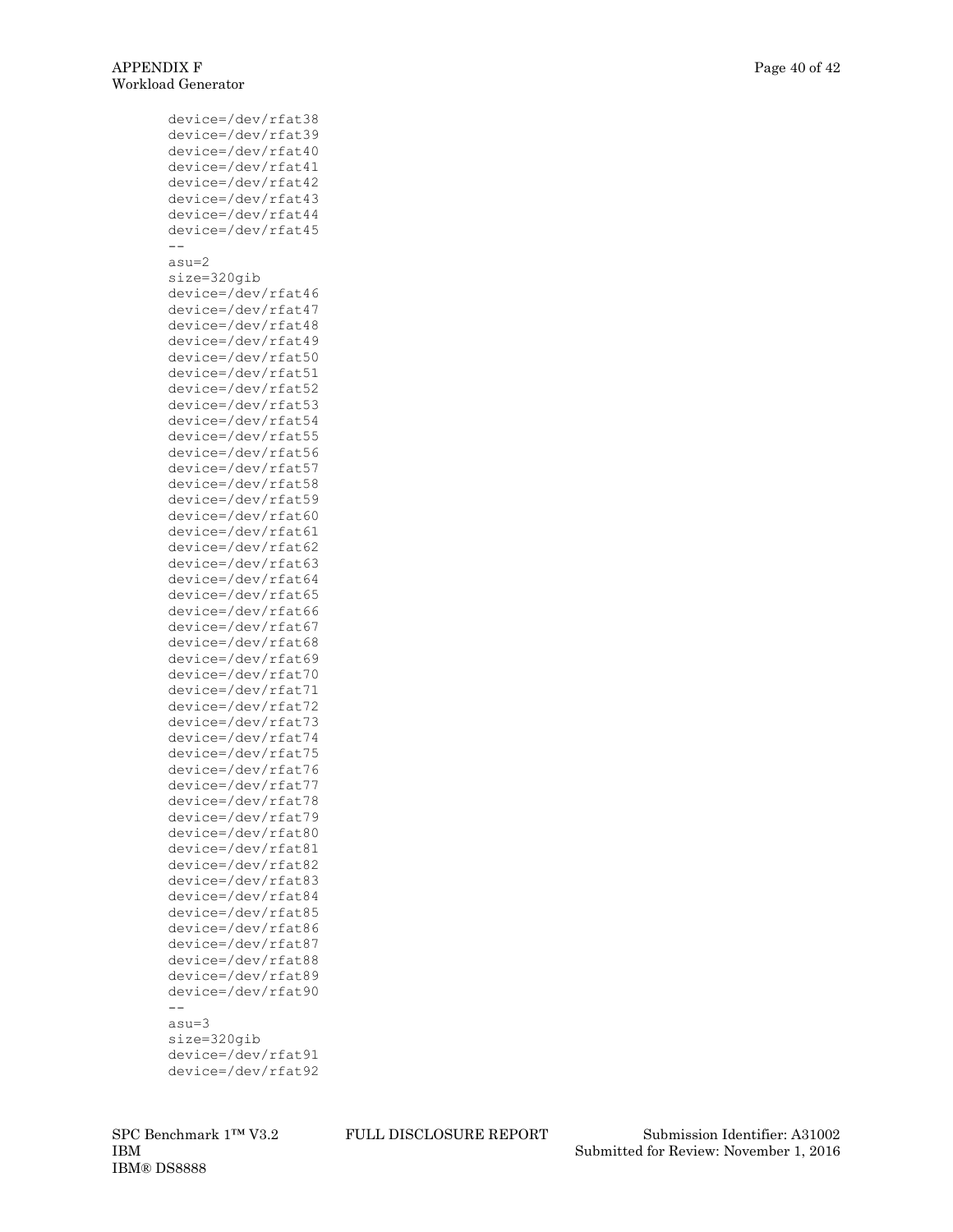```
device=/dev/rfat38
device=/dev/rfat39
device=/dev/rfat40
device=/dev/rfat41
device=/dev/rfat42
device=/dev/rfat43
device=/dev/rfat44
device=/dev/rfat45
--
asu=2
size=320gib
device=/dev/rfat46
device=/dev/rfat47
device=/dev/rfat48
device=/dev/rfat49
device=/dev/rfat50
device=/dev/rfat51
device=/dev/rfat52
device=/dev/rfat53
device=/dev/rfat54
device=/dev/rfat55
device=/dev/rfat56
device=/dev/rfat57
device=/dev/rfat58
device=/dev/rfat59
device=/dev/rfat60
device=/dev/rfat61
device=/dev/rfat62
device=/dev/rfat63
device=/dev/rfat64
device=/dev/rfat65
device=/dev/rfat66
device=/dev/rfat67
device=/dev/rfat68
device=/dev/rfat69
device=/dev/rfat70
device=/dev/rfat71
device=/dev/rfat72
device=/dev/rfat73
device=/dev/rfat74
device=/dev/rfat75
device=/dev/rfat76
device=/dev/rfat77
device=/dev/rfat78
device=/dev/rfat79
device=/dev/rfat80
device=/dev/rfat81
device=/dev/rfat82
device=/dev/rfat83
device=/dev/rfat84
device=/dev/rfat85
device=/dev/rfat86
device=/dev/rfat87
device=/dev/rfat88
device=/dev/rfat89
device=/dev/rfat90
--
asu=3
size=320gib
device=/dev/rfat91
device=/dev/rfat92
```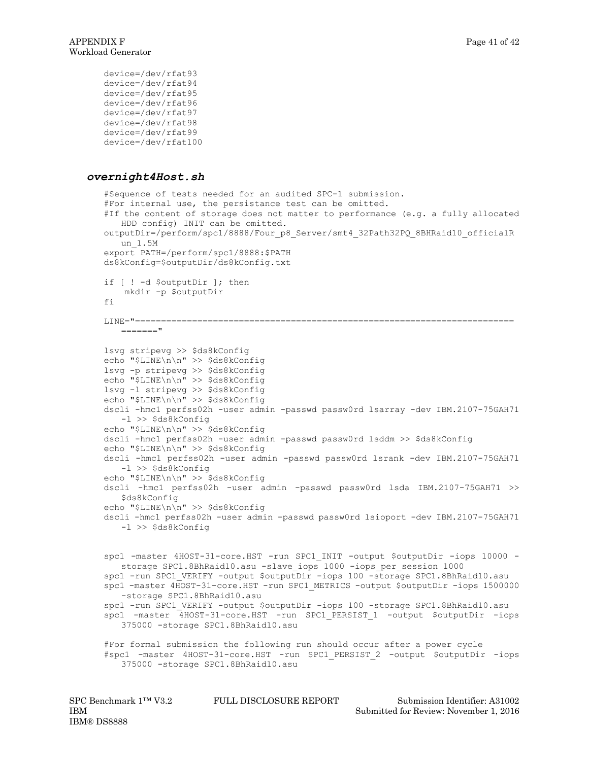```
device=/dev/rfat93
device=/dev/rfat94
device=/dev/rfat95
device=/dev/rfat96
device=/dev/rfat97
device=/dev/rfat98
device=/dev/rfat99
device=/dev/rfat100
```

### *overnight4Host.sh*

```
#Sequence of tests needed for an audited SPC-1 submission.
#For internal use, the persistance test can be omitted.
#If the content of storage does not matter to performance (e.g. a fully allocated
   HDD config) INIT can be omitted.
outputDir=/perform/spc1/8888/Four_p8_Server/smt4_32Path32PQ_8BHRaid10_officialR
   un_1.5M
export PATH=/perform/spc1/8888:$PATH
ds8kConfig=$outputDir/ds8kConfig.txt

if [ ! -d $outputDir ]; then
    mkdir -p $outputDir
fi

LINE="========================================================================
   ======="

lsvg stripevg >> $ds8kConfig
echo "$LINE\n\n" >> $ds8kConfig
lsvg -p stripevg >> $ds8kConfig
echo "$LINE\n\n" >> $ds8kConfig
lsvg -l stripevg >> $ds8kConfig
echo "$LINE\n\n" >> $ds8kConfig
dscli -hmc1 perfss02h -user admin -passwd passw0rd lsarray -dev IBM.2107-75GAH71
   -l >> $ds8kConfig
echo "$LINE\n\n" >> $ds8kConfig
dscli -hmc1 perfss02h -user admin -passwd passw0rd lsddm >> $ds8kConfig
echo "$LINE\n\n" >> $ds8kConfig
dscli -hmc1 perfss02h -user admin -passwd passw0rd lsrank -dev IBM.2107-75GAH71
   -l >> $ds8kConfig
echo "$LINE\n\n" >> $ds8kConfig
dscli -hmc1 perfss02h -user admin -passwd passw0rd lsda IBM.2107-75GAH71 >>
   $ds8kConfig
echo "$LINE\n\n" >> $ds8kConfig
dscli -hmc1 perfss02h -user admin -passwd passw0rd lsioport -dev IBM.2107-75GAH71
   -l >> $ds8kConfig


spc1 -master 4HOST-31-core.HST -run SPC1_INIT -output $outputDir -iops 10000 -
   storage SPC1.8BhRaid10.asu -slave_iops 1000 -iops_per_session 1000
spc1 -run SPC1_VERIFY -output $outputDir -iops 100 -storage SPC1.8BhRaid10.asu
spc1 -master 4HOST-31-core.HST -run SPC1_METRICS -output $outputDir -iops 1500000
   -storage SPC1.8BhRaid10.asu
spc1 -run SPC1_VERIFY -output $outputDir -iops 100 -storage SPC1.8BhRaid10.asu
spc1 -master 4HOST-31-core.HST -run SPC1_PERSIST_1 -output $outputDir -iops
   375000 -storage SPC1.8BhRaid10.asu

#For formal submission the following run should occur after a power cycle
#spc1 -master 4HOST-31-core.HST -run SPC1_PERSIST_2 -output $outputDir -iops
   375000 -storage SPC1.8BhRaid10.asu
```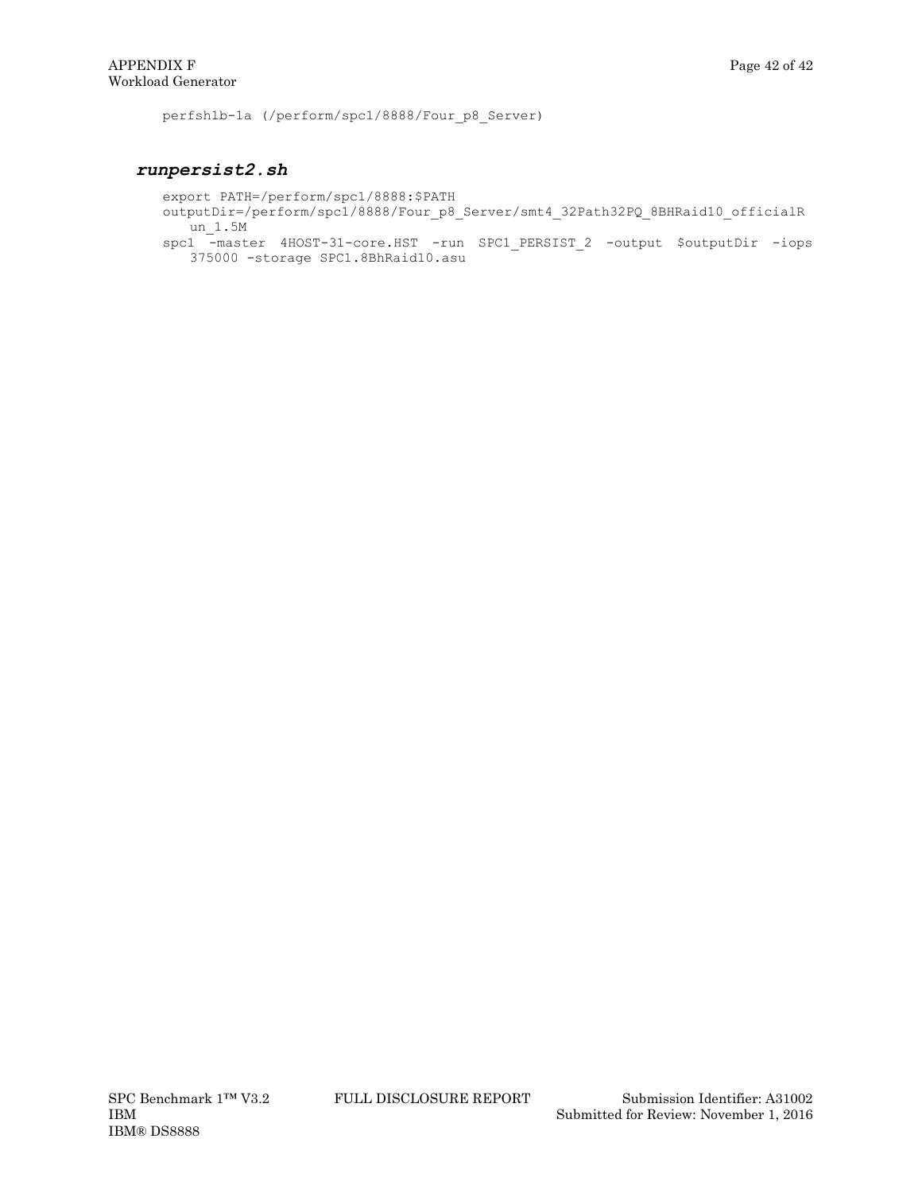```
perfsh1b-1a (/perform/spc1/8888/Four_p8_Server)
```

### *runpersist2.sh*

```
export PATH=/perform/spc1/8888:$PATH
outputDir=/perform/spc1/8888/Four_p8_Server/smt4_32Path32PQ_8BHRaid10_officialR
    un_1.5M
spc1 -master 4HOST-31-core.HST -run SPC1_PERSIST_2 -output $outputDir -iops
    375000 -storage SPC1.8BhRaid10.asu
```